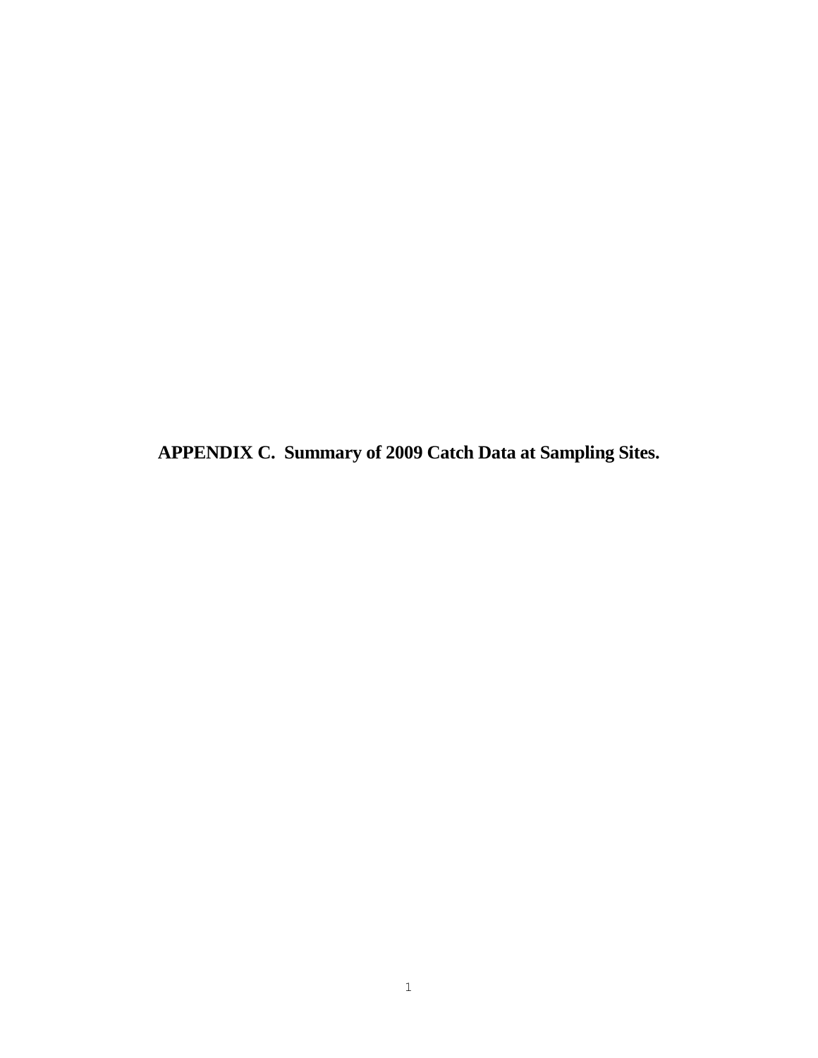# APPENDIX C. Summary of 2009 Catch Data at Sampling Sites.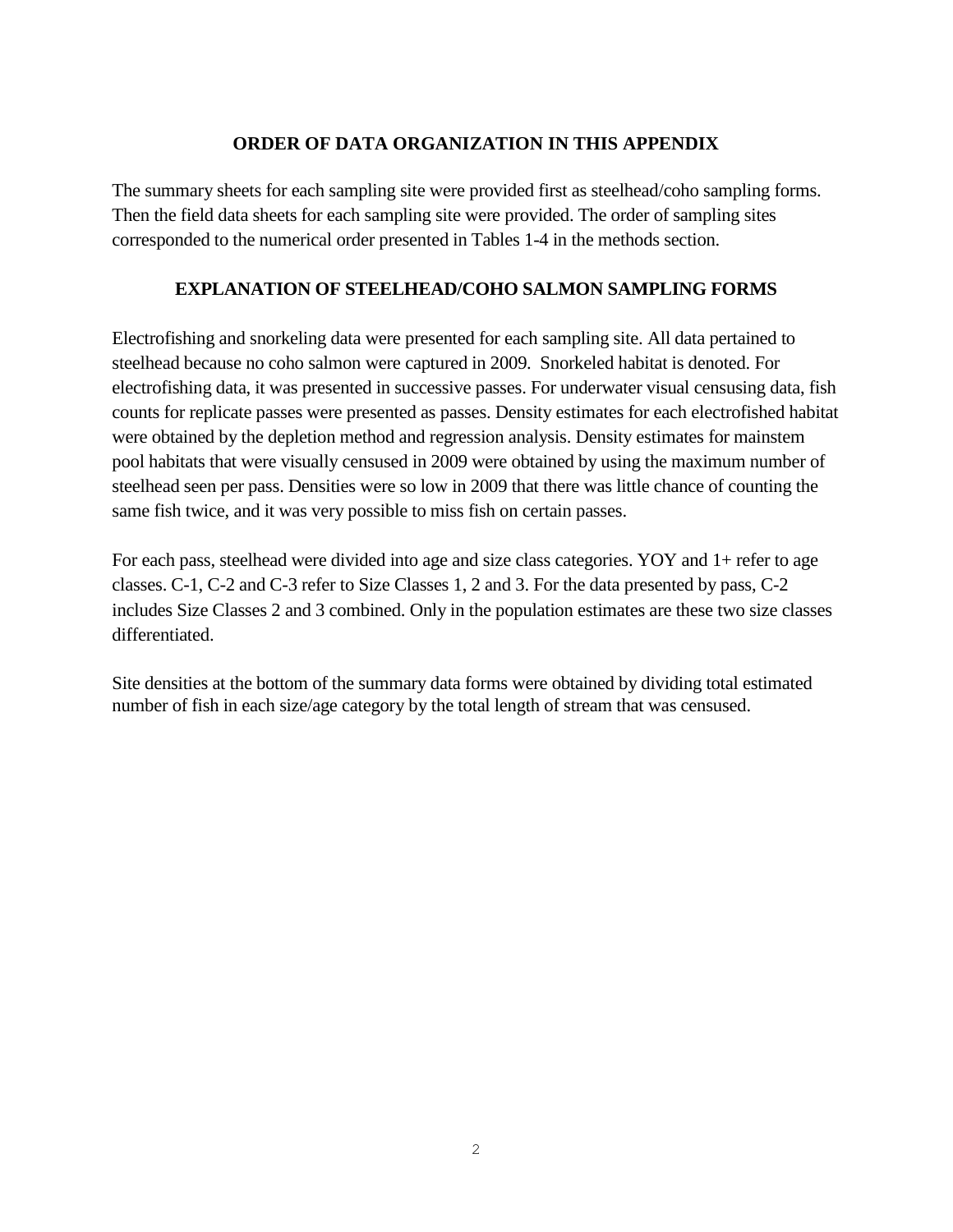## ORDER OF DATA ORGANIZATION IN THIS APPENDIX

The summary sheets for each sampling site were provided first as steelhead/coho sampling forms. Then the field data sheets for each sampling site were provided. The order of sampling sites corresponded to the numerical order presented in Tables 1-4 in the methods section.

## EXPLANATION OF STEELHEAD/COHO SALMON SAMPLING FORMS

Electrofishing and snorkeling data were presented for each sampling site. All data pertained to steelhead because no coho salmon were captured in 2009. Snorkeled habitat is denoted. For electrofishing data, it was presented in successive passes. For underwater visual censusing data, fish counts for replicate passes were presented as passes. Density estimates for each electrofished habitat were obtained by the depletion method and regression analysis. Density estimates for mainstem pool habitats that were visually censused in 2009 were obtained by using the maximum number of steelhead seen per pass. Densities were so low in 2009 that there was little chance of counting the same fish twice, and it was very possible to miss fish on certain passes.

For each pass, steelhead were divided into age and size class categories. YOY and 1+ refer to age classes. C-1, C-2 and C-3 refer to Size Classes 1, 2 and 3. For the data presented by pass, C-2 includes Size Classes 2 and 3 combined. Only in the population estimates are these two size classes differentiated.

Site densities at the bottom of the summary data forms were obtained by dividing total estimated number of fish in each size/age category by the total length of stream that was censused.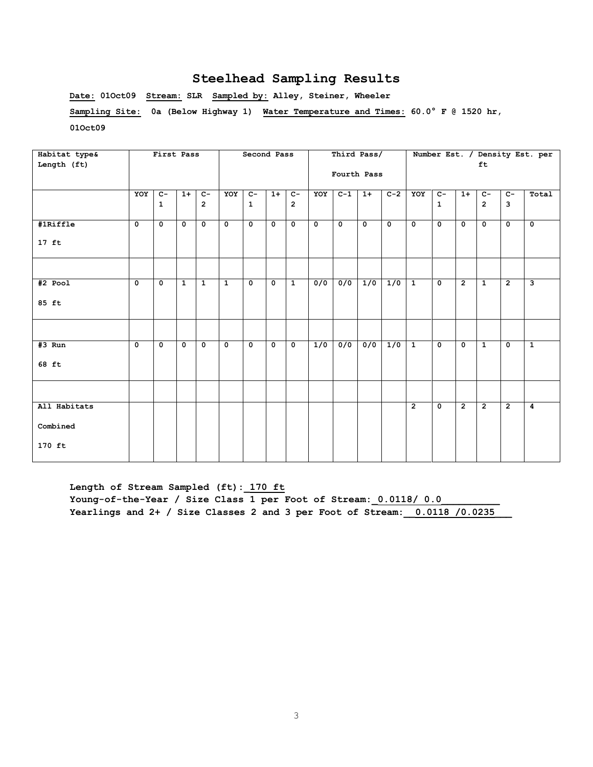# Steelhead Sampling Results

**Date:** 01Oct09 **Stream:** SLR **Sampled by:** Alley, Steiner, Wheeler

**Sampling Site:** 0a (Below Highway 1) **Water Temperature and Times:** 60.0° F @ 1520 hr, 01Oct09

| Habitat type& Length (ft) | First Pass | | | | Second Pass | | | | Third Pass/ Fourth Pass | | | | Number Est. / Density Est. per ft | | | | | |
|---|---|---|---|---|---|---|---|---|---|---|---|---|---|---|---|---|---|---|
| | YOY | C-1 | 1+ | C-2 | YOY | C-1 | 1+ | C-2 | YOY | C-1 | 1+ | C-2 | YOY | C-1 | 1+ | C-2 | C-3 | Total |
| #1Riffle 17 ft | 0 | 0 | 0 | 0 | 0 | 0 | 0 | 0 | 0 | 0 | 0 | 0 | 0 | 0 | 0 | 0 | 0 | 0 |
| | | | | | | | | | | | | | | | | | | |
| #2 Pool 85 ft | 0 | 0 | 1 | 1 | 1 | 0 | 0 | 1 | 0/0 | 0/0 | 1/0 | 1/0 | 1 | 0 | 2 | 1 | 2 | 3 |
| | | | | | | | | | | | | | | | | | | |
| #3 Run 68 ft | 0 | 0 | 0 | 0 | 0 | 0 | 0 | 0 | 1/0 | 0/0 | 0/0 | 1/0 | 1 | 0 | 0 | 1 | 0 | 1 |
| | | | | | | | | | | | | | | | | | | |
| All Habitats Combined 170 ft | | | | | | | | | | | | | 2 | 0 | 2 | 2 | 2 | 4 |

**Length of Stream Sampled (ft): 170 ft**
**Young-of-the-Year / Size Class 1 per Foot of Stream: 0.0118/ 0.0**
**Yearlings and 2+ / Size Classes 2 and 3 per Foot of Stream: 0.0118 /0.0235**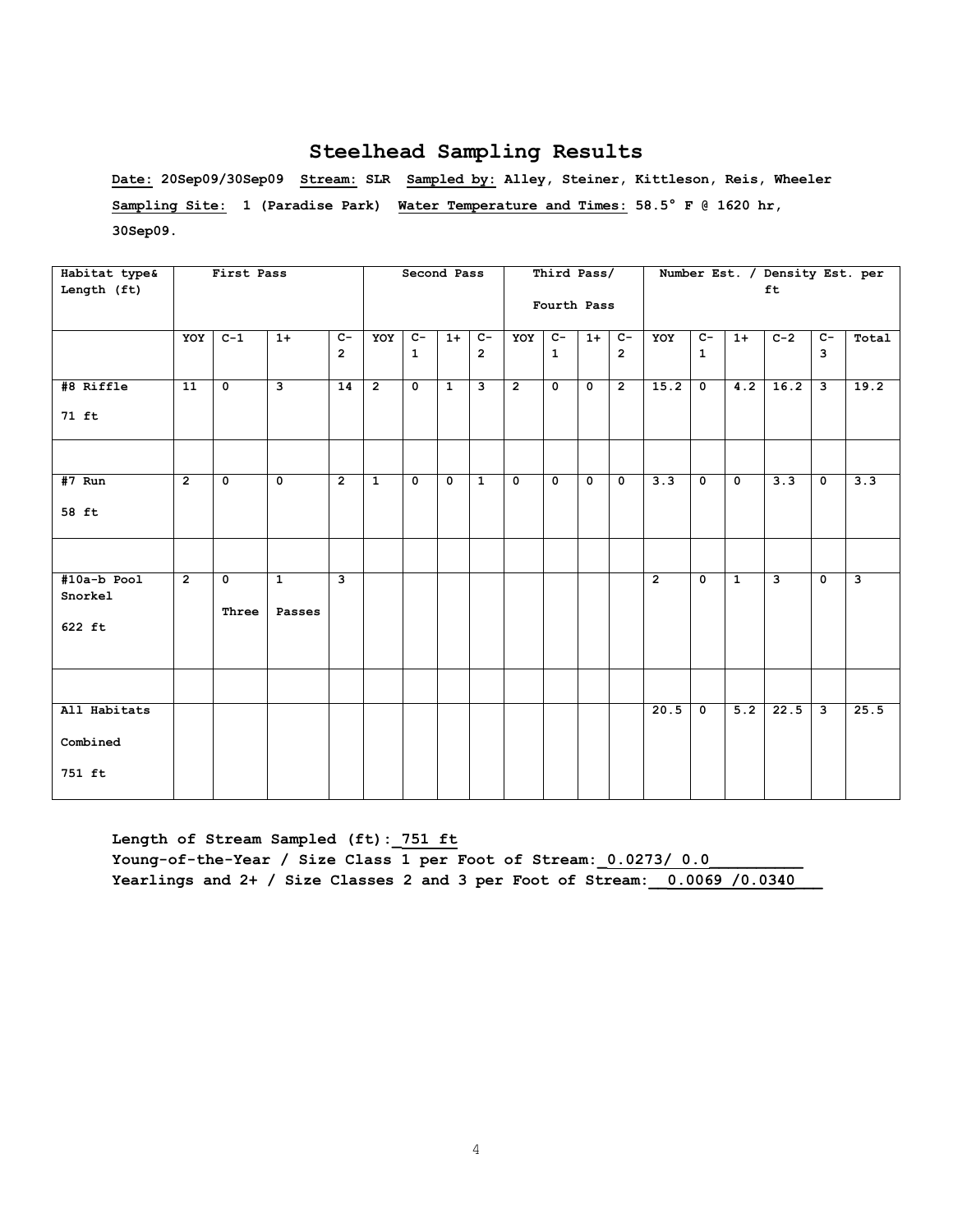# Steelhead Sampling Results

**Date:** 20Sep09/30Sep09 **Stream:** SLR **Sampled by:** Alley, Steiner, Kittleson, Reis, Wheeler

**Sampling Site:** 1 (Paradise Park) **Water Temperature and Times:** 58.5° F @ 1620 hr, 30Sep09.

| Habitat type& Length (ft) | First Pass | | | | Second Pass | | | | Third Pass/ Fourth Pass | | | | Number Est. / Density Est. per ft | | | | | |
|---|---|---|---|---|---|---|---|---|---|---|---|---|---|---|---|---|---|---|
| | YOY | C-1 | 1+ | C-2 | YOY | C-1 | 1+ | C-2 | YOY | C-1 | 1+ | C-2 | YOY | C-1 | 1+ | C-2 | C-3 | Total |
| #8 Riffle 71 ft | 11 | 0 | 3 | 14 | 2 | 0 | 1 | 3 | 2 | 0 | 0 | 2 | 15.2 | 0 | 4.2 | 16.2 | 3 | 19.2 |
| | | | | | | | | | | | | | | | | | | |
| #7 Run 58 ft | 2 | 0 | 0 | 2 | 1 | 0 | 0 | 1 | 0 | 0 | 0 | 0 | 3.3 | 0 | 0 | 3.3 | 0 | 3.3 |
| | | | | | | | | | | | | | | | | | | |
| #10a-b Pool Snorkel 622 ft | 2 | 0 Three | 1 Passes | 3 | | | | | | | | | 2 | 0 | 1 | 3 | 0 | 3 |
| | | | | | | | | | | | | | | | | | | |
| All Habitats Combined 751 ft | | | | | | | | | | | | | 20.5 | 0 | 5.2 | 22.5 | 3 | 25.5 |

**Length of Stream Sampled (ft): 751 ft**
**Young-of-the-Year / Size Class 1 per Foot of Stream: 0.0273/ 0.0**
**Yearlings and 2+ / Size Classes 2 and 3 per Foot of Stream: 0.0069 /0.0340**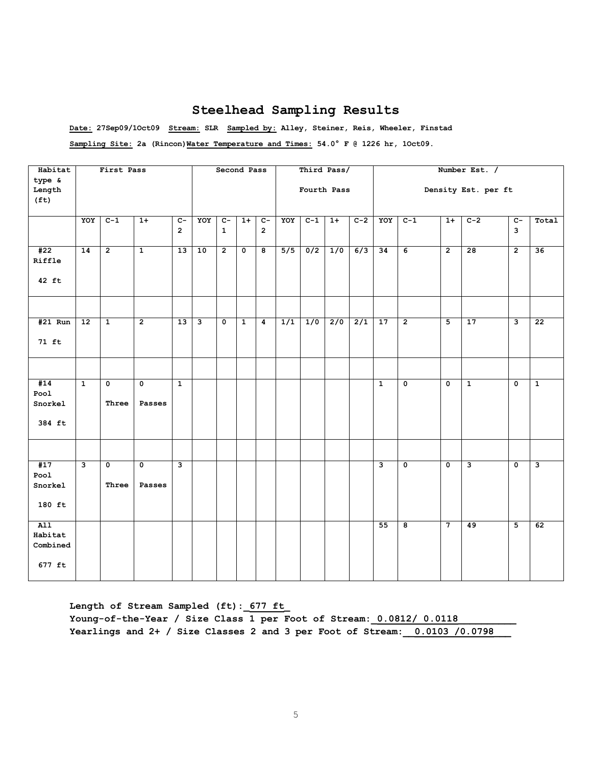# Steelhead Sampling Results

**Date:** 27Sep09/1Oct09 **Stream:** SLR **Sampled by:** Alley, Steiner, Reis, Wheeler, Finstad

**Sampling Site:** 2a (Rincon) **Water Temperature and Times:** 54.0° F @ 1226 hr, 1Oct09.

| Habitat type & Length (ft) | First Pass | | | | Second Pass | | | | Third Pass/ Fourth Pass | | | | Number Est. / Density Est. per ft | | | | | |
|---|---|---|---|---|---|---|---|---|---|---|---|---|---|---|---|---|---|---|
| | YOY | C-1 | 1+ | C-2 | YOY | C-1 | 1+ | C-2 | YOY | C-1 | 1+ | C-2 | YOY | C-1 | 1+ | C-2 | C-3 | Total |
| #22 Riffle 42 ft | 14 | 2 | 1 | 13 | 10 | 2 | 0 | 8 | 5/5 | 0/2 | 1/0 | 6/3 | 34 | 6 | 2 | 28 | 2 | 36 |
| | | | | | | | | | | | | | | | | | | |
| #21 Run 71 ft | 12 | 1 | 2 | 13 | 3 | 0 | 1 | 4 | 1/1 | 1/0 | 2/0 | 2/1 | 17 | 2 | 5 | 17 | 3 | 22 |
| | | | | | | | | | | | | | | | | | | |
| #14 Pool Snorkel 384 ft | 1 | 0 Three | 0 Passes | 1 | | | | | | | | | 1 | 0 | 0 | 1 | 0 | 1 |
| | | | | | | | | | | | | | | | | | | |
| #17 Pool Snorkel 180 ft | 3 | 0 Three | 0 Passes | 3 | | | | | | | | | 3 | 0 | 0 | 3 | 0 | 3 |
| All Habitat Combined 677 ft | | | | | | | | | | | | | 55 | 8 | 7 | 49 | 5 | 62 |

**Length of Stream Sampled (ft): 677 ft**
**Young-of-the-Year / Size Class 1 per Foot of Stream: 0.0812/ 0.0118**
**Yearlings and 2+ / Size Classes 2 and 3 per Foot of Stream: 0.0103 /0.0798**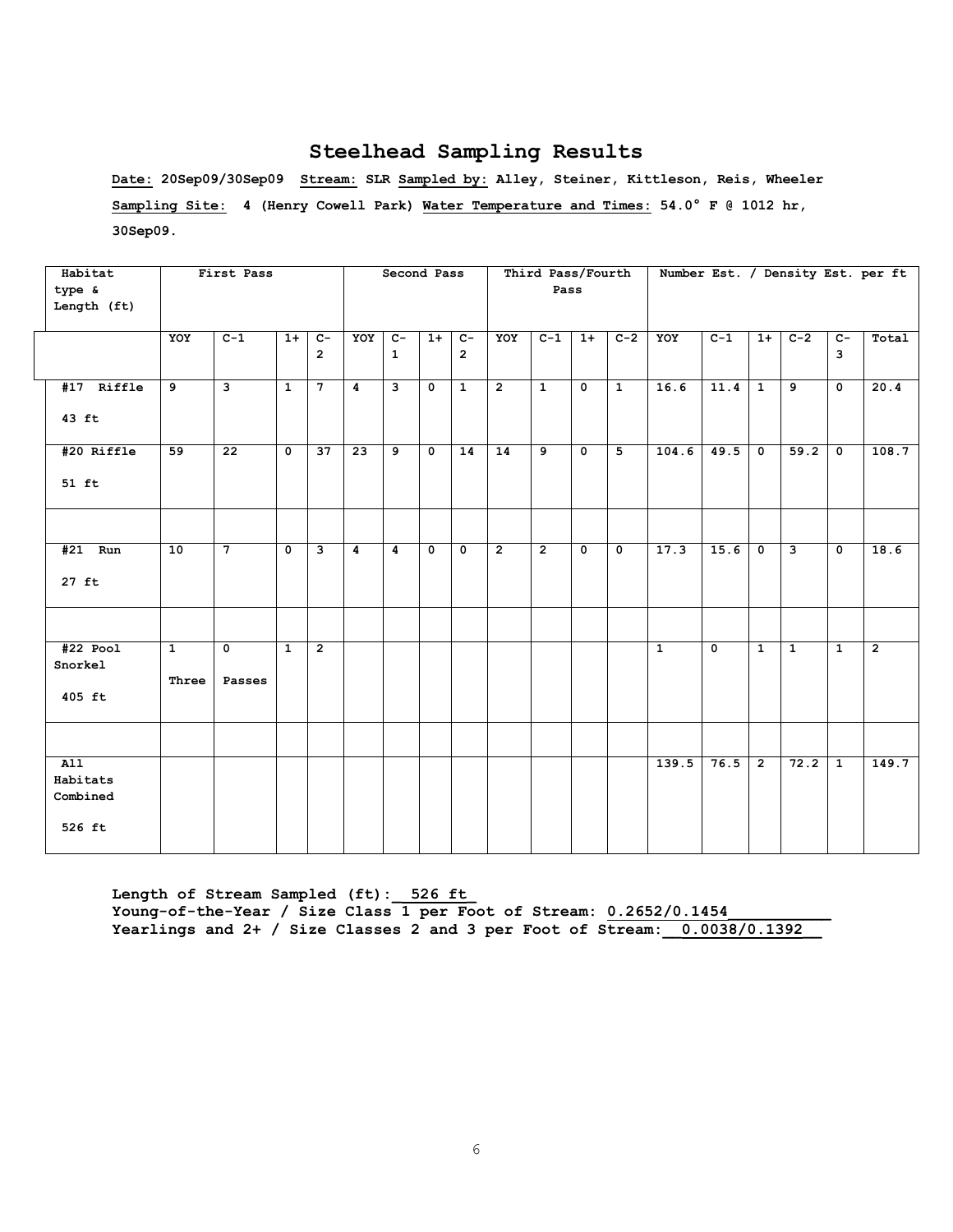# Steelhead Sampling Results

**Date:** 20Sep09/30Sep09 **Stream:** SLR **Sampled by:** Alley, Steiner, Kittleson, Reis, Wheeler

**Sampling Site:** 4 (Henry Cowell Park) **Water Temperature and Times:** 54.0° F @ 1012 hr, 30Sep09.

| Habitat type & Length (ft) | First Pass | | | | Second Pass | | | | Third Pass/Fourth Pass | | | | Number Est. / Density Est. per ft | | | | | |
|---|---|---|---|---|---|---|---|---|---|---|---|---|---|---|---|---|---|---|
| | YOY | C-1 | 1+ | C-2 | YOY | C-1 | 1+ | C-2 | YOY | C-1 | 1+ | C-2 | YOY | C-1 | 1+ | C-2 | C-3 | Total |
| #17 Riffle 43 ft | 9 | 3 | 1 | 7 | 4 | 3 | 0 | 1 | 2 | 1 | 0 | 1 | 16.6 | 11.4 | 1 | 9 | 0 | 20.4 |
| #20 Riffle 51 ft | 59 | 22 | 0 | 37 | 23 | 9 | 0 | 14 | 14 | 9 | 0 | 5 | 104.6 | 49.5 | 0 | 59.2 | 0 | 108.7 |
| | | | | | | | | | | | | | | | | | | |
| #21 Run 27 ft | 10 | 7 | 0 | 3 | 4 | 4 | 0 | 0 | 2 | 2 | 0 | 0 | 17.3 | 15.6 | 0 | 3 | 0 | 18.6 |
| | | | | | | | | | | | | | | | | | | |
| #22 Pool Snorkel 405 ft | 1 Three | 0 Passes | 1 | 2 | | | | | | | | | 1 | 0 | 1 | 1 | 1 | 2 |
| | | | | | | | | | | | | | | | | | | |
| All Habitats Combined 526 ft | | | | | | | | | | | | | 139.5 | 76.5 | 2 | 72.2 | 1 | 149.7 |

**Length of Stream Sampled (ft): 526 ft**
**Young-of-the-Year / Size Class 1 per Foot of Stream: 0.2652/0.1454**
**Yearlings and 2+ / Size Classes 2 and 3 per Foot of Stream: 0.0038/0.1392**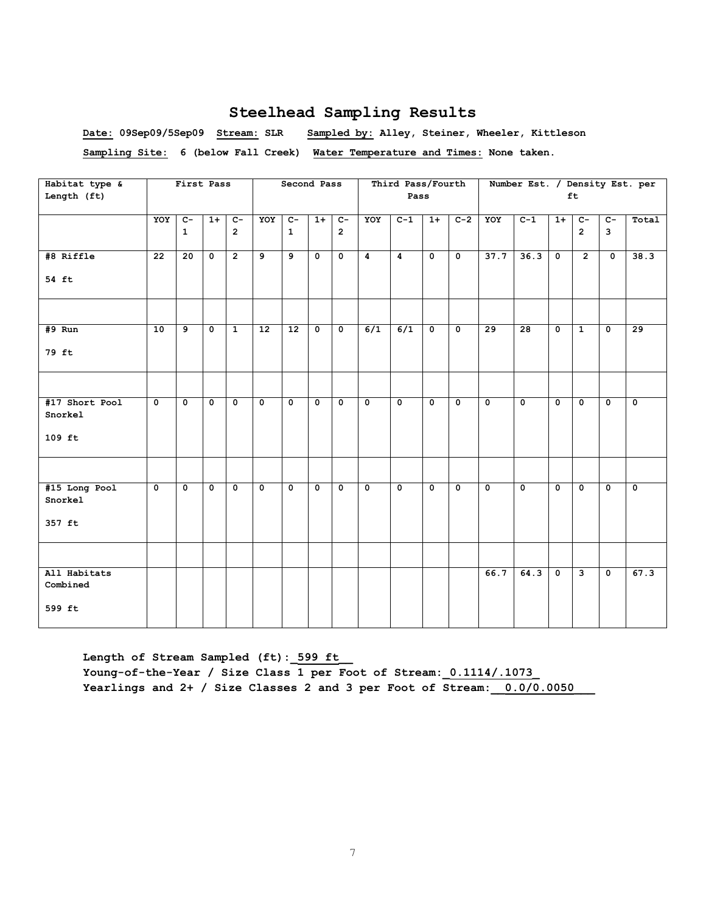# Steelhead Sampling Results

**Date:** 09Sep09/5Sep09 **Stream:** SLR **Sampled by:** Alley, Steiner, Wheeler, Kittleson

**Sampling Site:** 6 (below Fall Creek) **Water Temperature and Times:** None taken.

| Habitat type & Length (ft) | First Pass | | | | Second Pass | | | | Third Pass/Fourth Pass | | | | Number Est. / Density Est. per ft | | | | | |
|---|---|---|---|---|---|---|---|---|---|---|---|---|---|---|---|---|---|---|
| | YOY | C-1 | 1+ | C-2 | YOY | C-1 | 1+ | C-2 | YOY | C-1 | 1+ | C-2 | YOY | C-1 | 1+ | C-2 | C-3 | Total |
| #8 Riffle 54 ft | 22 | 20 | 0 | 2 | 9 | 9 | 0 | 0 | 4 | 4 | 0 | 0 | 37.7 | 36.3 | 0 | 2 | 0 | 38.3 |
| | | | | | | | | | | | | | | | | | | |
| #9 Run 79 ft | 10 | 9 | 0 | 1 | 12 | 12 | 0 | 0 | 6/1 | 6/1 | 0 | 0 | 29 | 28 | 0 | 1 | 0 | 29 |
| | | | | | | | | | | | | | | | | | | |
| #17 Short Pool Snorkel 109 ft | 0 | 0 | 0 | 0 | 0 | 0 | 0 | 0 | 0 | 0 | 0 | 0 | 0 | 0 | 0 | 0 | 0 | 0 |
| | | | | | | | | | | | | | | | | | | |
| #15 Long Pool Snorkel 357 ft | 0 | 0 | 0 | 0 | 0 | 0 | 0 | 0 | 0 | 0 | 0 | 0 | 0 | 0 | 0 | 0 | 0 | 0 |
| | | | | | | | | | | | | | | | | | | |
| All Habitats Combined 599 ft | | | | | | | | | | | | | 66.7 | 64.3 | 0 | 3 | 0 | 67.3 |

**Length of Stream Sampled (ft): 599 ft**

**Young-of-the-Year / Size Class 1 per Foot of Stream: 0.1114/.1073**

**Yearlings and 2+ / Size Classes 2 and 3 per Foot of Stream: 0.0/0.0050**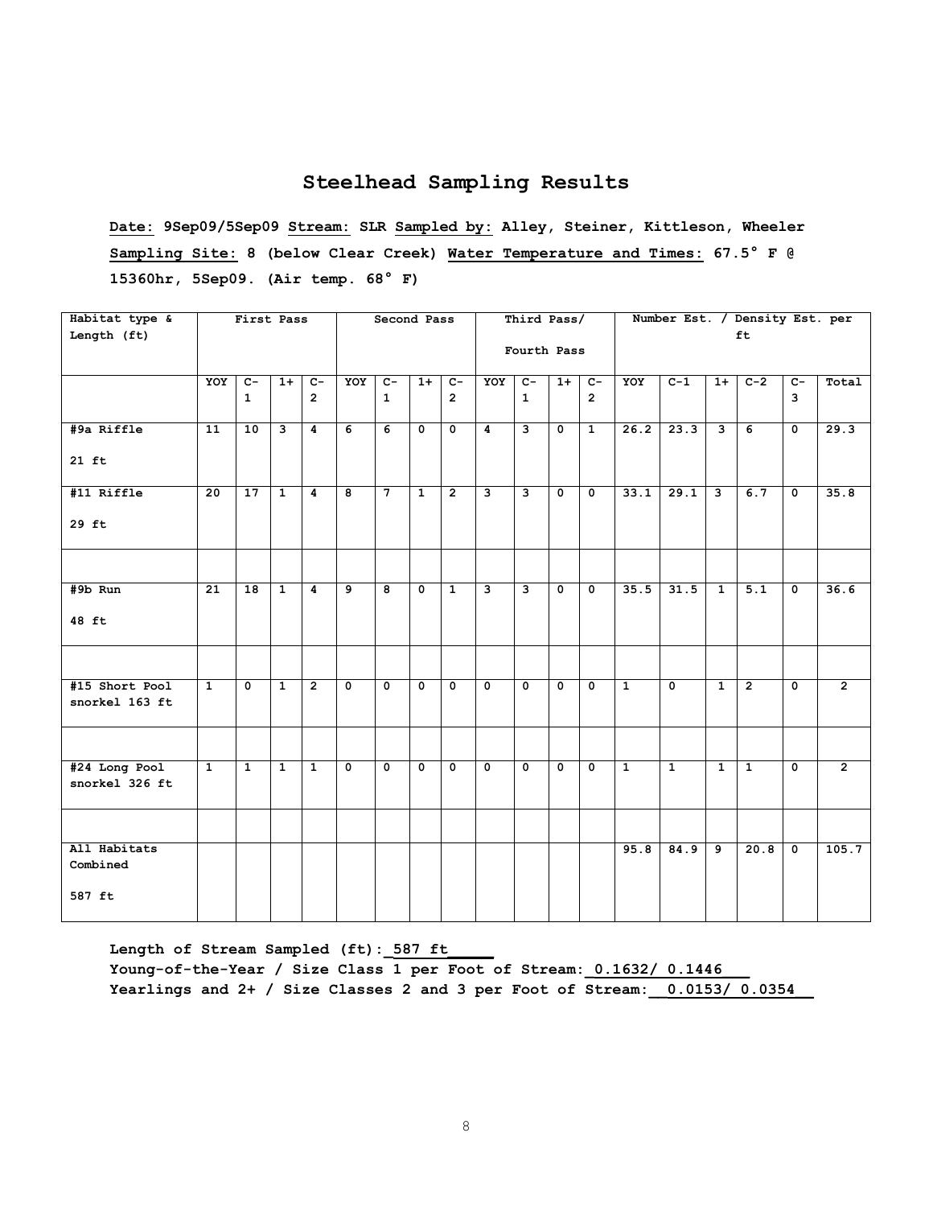# Steelhead Sampling Results

**Date:** 9Sep09/5Sep09 **Stream:** SLR **Sampled by:** Alley, Steiner, Kittleson, Wheeler
**Sampling Site:** 8 (below Clear Creek) **Water Temperature and Times:** 67.5° F @ 15360hr, 5Sep09. (Air temp. 68° F)

| Habitat type & Length (ft) | First Pass | | | | Second Pass | | | | Third Pass/ Fourth Pass | | | | Number Est. / Density Est. per ft | | | | | |
|---|---|---|---|---|---|---|---|---|---|---|---|---|---|---|---|---|---|---|
| | YOY | C-1 | 1+ | C-2 | YOY | C-1 | 1+ | C-2 | YOY | C-1 | 1+ | C-2 | YOY | C-1 | 1+ | C-2 | C-3 | Total |
| #9a Riffle 21 ft | 11 | 10 | 3 | 4 | 6 | 6 | 0 | 0 | 4 | 3 | 0 | 1 | 26.2 | 23.3 | 3 | 6 | 0 | 29.3 |
| #11 Riffle 29 ft | 20 | 17 | 1 | 4 | 8 | 7 | 1 | 2 | 3 | 3 | 0 | 0 | 33.1 | 29.1 | 3 | 6.7 | 0 | 35.8 |
| | | | | | | | | | | | | | | | | | | |
| #9b Run 48 ft | 21 | 18 | 1 | 4 | 9 | 8 | 0 | 1 | 3 | 3 | 0 | 0 | 35.5 | 31.5 | 1 | 5.1 | 0 | 36.6 |
| | | | | | | | | | | | | | | | | | | |
| #15 Short Pool snorkel 163 ft | 1 | 0 | 1 | 2 | 0 | 0 | 0 | 0 | 0 | 0 | 0 | 0 | 1 | 0 | 1 | 2 | 0 | 2 |
| | | | | | | | | | | | | | | | | | | |
| #24 Long Pool snorkel 326 ft | 1 | 1 | 1 | 1 | 0 | 0 | 0 | 0 | 0 | 0 | 0 | 0 | 1 | 1 | 1 | 1 | 0 | 2 |
| | | | | | | | | | | | | | | | | | | |
| All Habitats Combined 587 ft | | | | | | | | | | | | | 95.8 | 84.9 | 9 | 20.8 | 0 | 105.7 |

**Length of Stream Sampled (ft):** 587 ft
**Young-of-the-Year / Size Class 1 per Foot of Stream:** 0.1632/ 0.1446
**Yearlings and 2+ / Size Classes 2 and 3 per Foot of Stream:** 0.0153/ 0.0354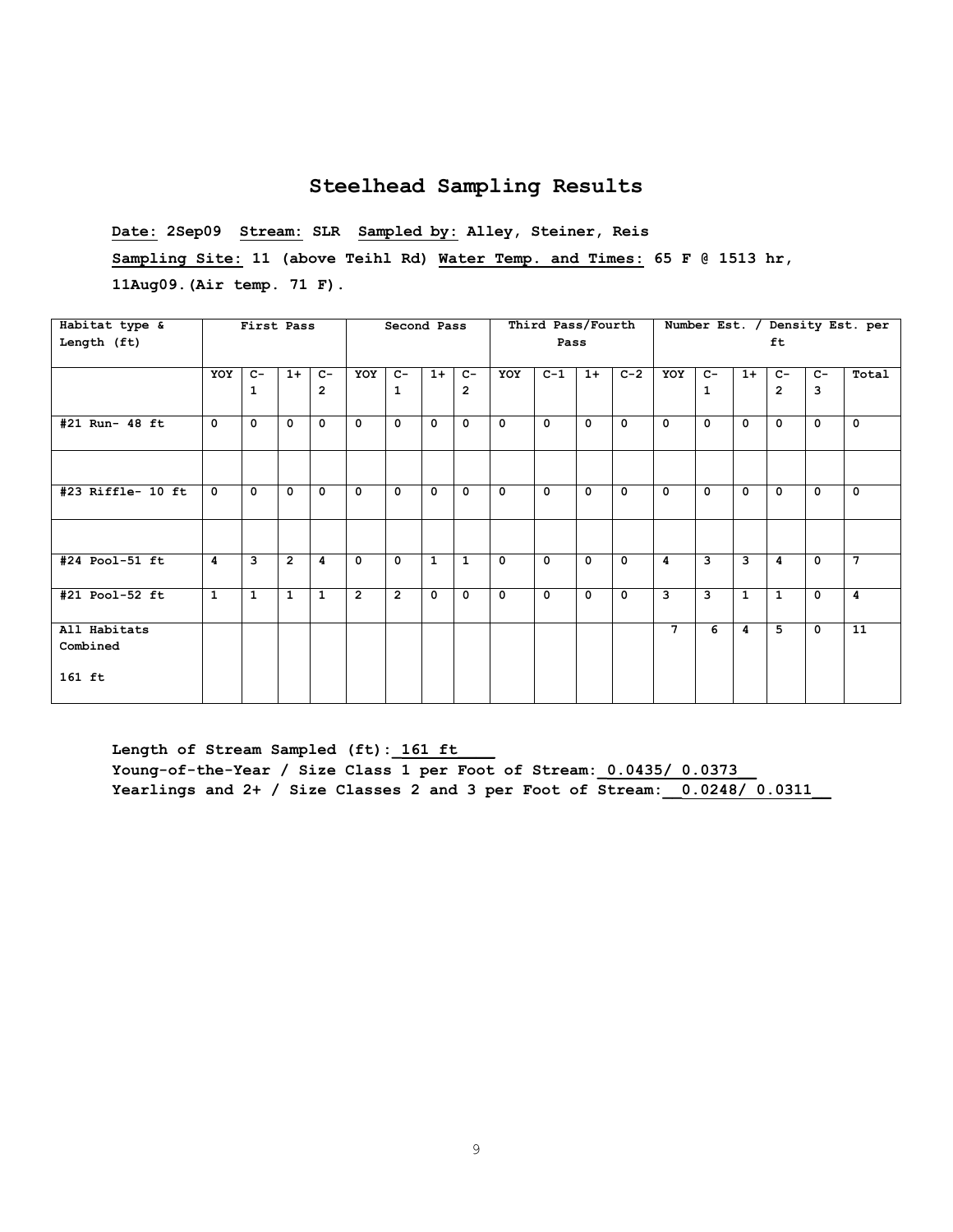# Steelhead Sampling Results

**Date: 2Sep09 Stream: SLR Sampled by: Alley, Steiner, Reis**

**Sampling Site: 11 (above Teihl Rd) Water Temp. and Times: 65 F @ 1513 hr, 11Aug09.(Air temp. 71 F).**

| Habitat type & Length (ft) | First Pass | | | | Second Pass | | | | Third Pass/Fourth Pass | | | | Number Est. / Density Est. per ft | | | | | |
|---|---|---|---|---|---|---|---|---|---|---|---|---|---|---|---|---|---|---|
| | YOY | C-1 | 1+ | C-2 | YOY | C-1 | 1+ | C-2 | YOY | C-1 | 1+ | C-2 | YOY | C-1 | 1+ | C-2 | C-3 | Total |
| #21 Run- 48 ft | 0 | 0 | 0 | 0 | 0 | 0 | 0 | 0 | 0 | 0 | 0 | 0 | 0 | 0 | 0 | 0 | 0 | 0 |
| | | | | | | | | | | | | | | | | | | |
| #23 Riffle- 10 ft | 0 | 0 | 0 | 0 | 0 | 0 | 0 | 0 | 0 | 0 | 0 | 0 | 0 | 0 | 0 | 0 | 0 | 0 |
| | | | | | | | | | | | | | | | | | | |
| #24 Pool-51 ft | 4 | 3 | 2 | 4 | 0 | 0 | 1 | 1 | 0 | 0 | 0 | 0 | 4 | 3 | 3 | 4 | 0 | 7 |
| #21 Pool-52 ft | 1 | 1 | 1 | 1 | 2 | 2 | 0 | 0 | 0 | 0 | 0 | 0 | 3 | 3 | 1 | 1 | 0 | 4 |
| All Habitats Combined 161 ft | | | | | | | | | | | | | 7 | 6 | 4 | 5 | 0 | 11 |

**Length of Stream Sampled (ft): 161 ft**
**Young-of-the-Year / Size Class 1 per Foot of Stream: 0.0435/ 0.0373**
**Yearlings and 2+ / Size Classes 2 and 3 per Foot of Stream: 0.0248/ 0.0311**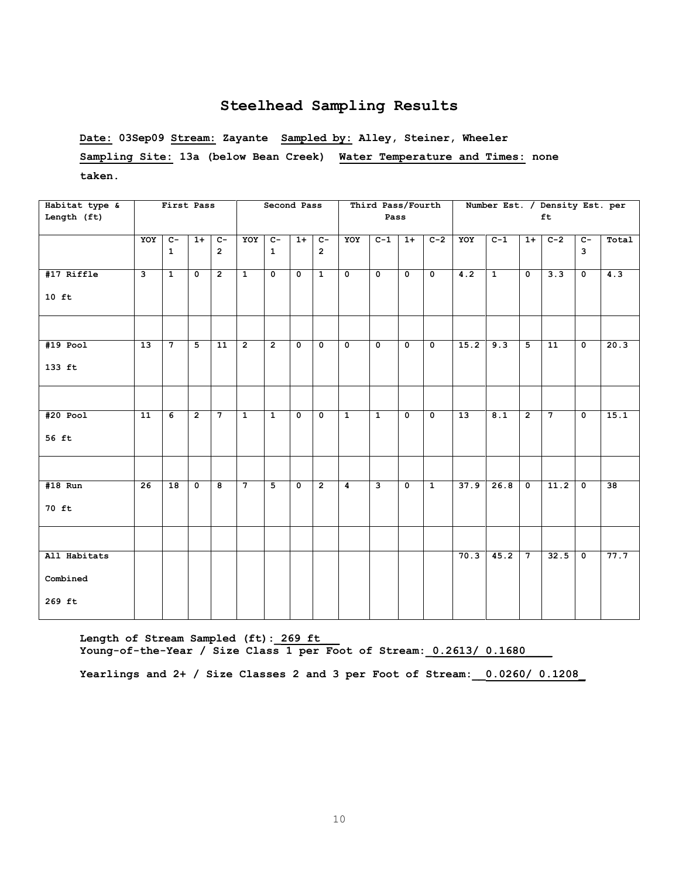# Steelhead Sampling Results

**Date: 03Sep09 Stream: Zayante Sampled by: Alley, Steiner, Wheeler**

**Sampling Site: 13a (below Bean Creek) Water Temperature and Times: none taken.**

| Habitat type & Length (ft) | First Pass | | | | Second Pass | | | | Third Pass/Fourth Pass | | | | Number Est. / Density Est. per ft | | | | | |
|---|---|---|---|---|---|---|---|---|---|---|---|---|---|---|---|---|---|---|
| | YOY | C-1 | 1+ | C-2 | YOY | C-1 | 1+ | C-2 | YOY | C-1 | 1+ | C-2 | YOY | C-1 | 1+ | C-2 | C-3 | Total |
| #17 Riffle 10 ft | 3 | 1 | 0 | 2 | 1 | 0 | 0 | 1 | 0 | 0 | 0 | 0 | 4.2 | 1 | 0 | 3.3 | 0 | 4.3 |
| | | | | | | | | | | | | | | | | | | |
| #19 Pool 133 ft | 13 | 7 | 5 | 11 | 2 | 2 | 0 | 0 | 0 | 0 | 0 | 0 | 15.2 | 9.3 | 5 | 11 | 0 | 20.3 |
| | | | | | | | | | | | | | | | | | | |
| #20 Pool 56 ft | 11 | 6 | 2 | 7 | 1 | 1 | 0 | 0 | 1 | 1 | 0 | 0 | 13 | 8.1 | 2 | 7 | 0 | 15.1 |
| | | | | | | | | | | | | | | | | | | |
| #18 Run 70 ft | 26 | 18 | 0 | 8 | 7 | 5 | 0 | 2 | 4 | 3 | 0 | 1 | 37.9 | 26.8 | 0 | 11.2 | 0 | 38 |
| | | | | | | | | | | | | | | | | | | |
| All Habitats Combined 269 ft | | | | | | | | | | | | | 70.3 | 45.2 | 7 | 32.5 | 0 | 77.7 |

**Length of Stream Sampled (ft): 269 ft**

**Young-of-the-Year / Size Class 1 per Foot of Stream: 0.2613/ 0.1680**

**Yearlings and 2+ / Size Classes 2 and 3 per Foot of Stream: 0.0260/ 0.1208**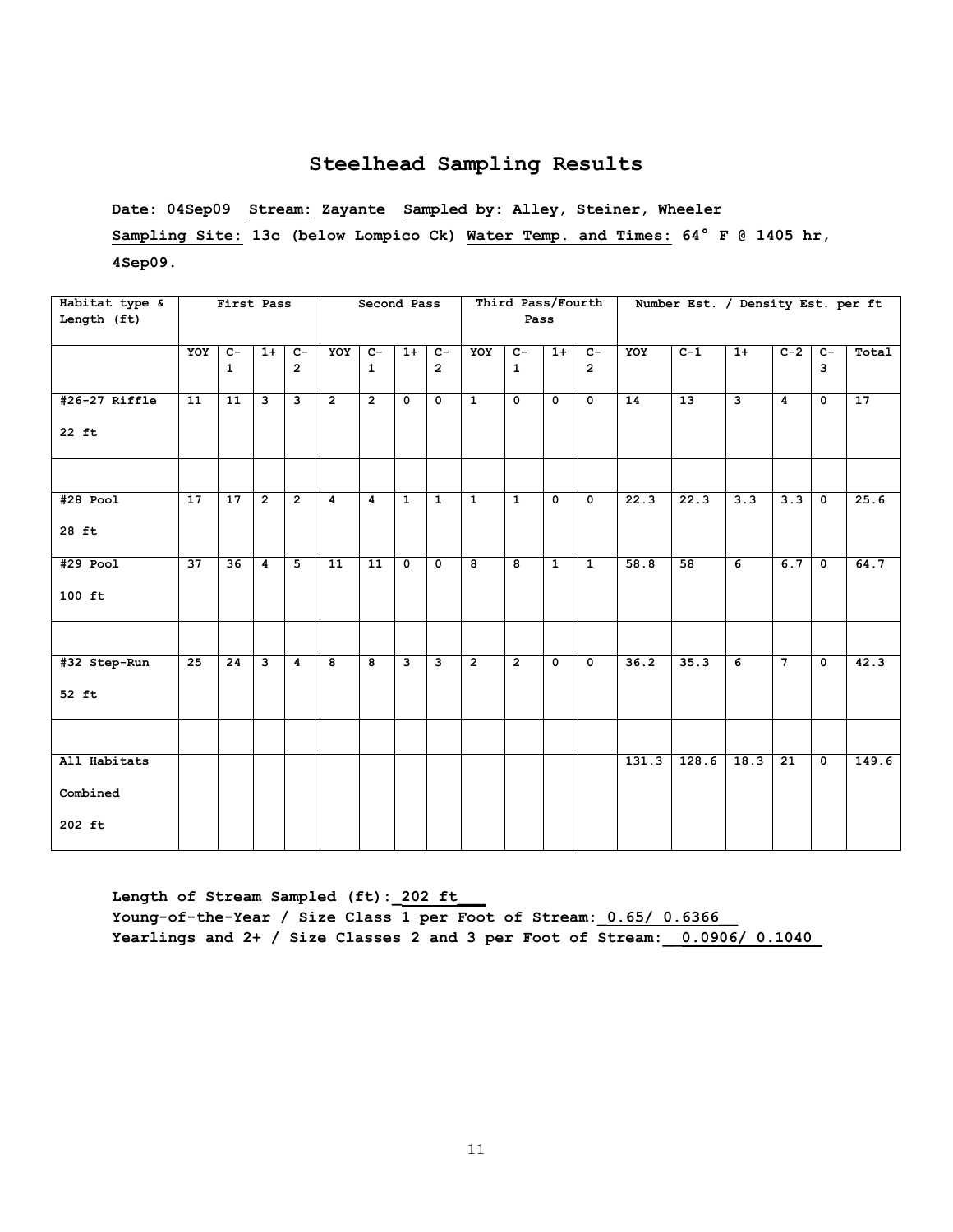# Steelhead Sampling Results

**Date:** 04Sep09 **Stream:** Zayante **Sampled by:** Alley, Steiner, Wheeler

**Sampling Site:** 13c (below Lompico Ck) **Water Temp. and Times:** 64° F @ 1405 hr, 4Sep09.

| Habitat type & Length (ft) | First Pass | | | | Second Pass | | | | Third Pass/Fourth Pass | | | | Number Est. / Density Est. per ft | | | | | |
|---|---|---|---|---|---|---|---|---|---|---|---|---|---|---|---|---|---|---|
| | YOY | C-1 | 1+ | C-2 | YOY | C-1 | 1+ | C-2 | YOY | C-1 | 1+ | C-2 | YOY | C-1 | 1+ | C-2 | C-3 | Total |
| #26-27 Riffle 22 ft | 11 | 11 | 3 | 3 | 2 | 2 | 0 | 0 | 1 | 0 | 0 | 0 | 14 | 13 | 3 | 4 | 0 | 17 |
| | | | | | | | | | | | | | | | | | | |
| #28 Pool 28 ft | 17 | 17 | 2 | 2 | 4 | 4 | 1 | 1 | 1 | 1 | 0 | 0 | 22.3 | 22.3 | 3.3 | 3.3 | 0 | 25.6 |
| #29 Pool 100 ft | 37 | 36 | 4 | 5 | 11 | 11 | 0 | 0 | 8 | 8 | 1 | 1 | 58.8 | 58 | 6 | 6.7 | 0 | 64.7 |
| | | | | | | | | | | | | | | | | | | |
| #32 Step-Run 52 ft | 25 | 24 | 3 | 4 | 8 | 8 | 3 | 3 | 2 | 2 | 0 | 0 | 36.2 | 35.3 | 6 | 7 | 0 | 42.3 |
| | | | | | | | | | | | | | | | | | | |
| All Habitats Combined 202 ft | | | | | | | | | | | | | 131.3 | 128.6 | 18.3 | 21 | 0 | 149.6 |

**Length of Stream Sampled (ft):** 202 ft

**Young-of-the-Year / Size Class 1 per Foot of Stream:** 0.65/ 0.6366

**Yearlings and 2+ / Size Classes 2 and 3 per Foot of Stream:** 0.0906/ 0.1040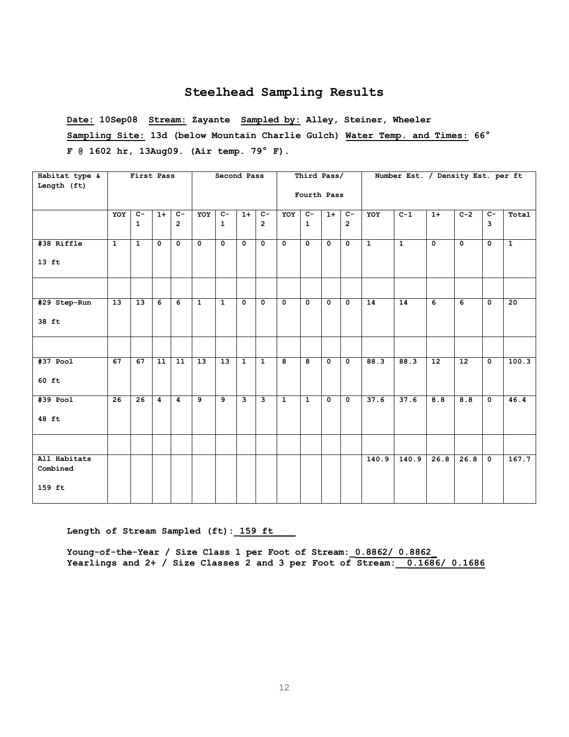## Steelhead Sampling Results

**Date:** 10Sep08 **Stream:** Zayante **Sampled by:** Alley, Steiner, Wheeler

**Sampling Site:** 13d (below Mountain Charlie Gulch) **Water Temp. and Times:** 66° F @ 1602 hr, 13Aug09. (Air temp. 79° F).

| Habitat type & Length (ft) | First Pass | | | | Second Pass | | | | Third Pass/ Fourth Pass | | | | Number Est. / Density Est. per ft | | | | | |
|---|---|---|---|---|---|---|---|---|---|---|---|---|---|---|---|---|---|---|
| | YOY | C-1 | 1+ | C-2 | YOY | C-1 | 1+ | C-2 | YOY | C-1 | 1+ | C-2 | YOY | C-1 | 1+ | C-2 | C-3 | Total |
| #38 Riffle 13 ft | 1 | 1 | 0 | 0 | 0 | 0 | 0 | 0 | 0 | 0 | 0 | 0 | 1 | 1 | 0 | 0 | 0 | 1 |
| | | | | | | | | | | | | | | | | | | |
| #29 Step-Run 38 ft | 13 | 13 | 6 | 6 | 1 | 1 | 0 | 0 | 0 | 0 | 0 | 0 | 14 | 14 | 6 | 6 | 0 | 20 |
| | | | | | | | | | | | | | | | | | | |
| #37 Pool 60 ft | 67 | 67 | 11 | 11 | 13 | 13 | 1 | 1 | 8 | 8 | 0 | 0 | 88.3 | 88.3 | 12 | 12 | 0 | 100.3 |
| #39 Pool 48 ft | 26 | 26 | 4 | 4 | 9 | 9 | 3 | 3 | 1 | 1 | 0 | 0 | 37.6 | 37.6 | 8.8 | 8.8 | 0 | 46.4 |
| | | | | | | | | | | | | | | | | | | |
| All Habitats Combined 159 ft | | | | | | | | | | | | | 140.9 | 140.9 | 26.8 | 26.8 | 0 | 167.7 |

**Length of Stream Sampled (ft):** 159 ft

**Young-of-the-Year / Size Class 1 per Foot of Stream:** 0.8862/ 0.8862
**Yearlings and 2+ / Size Classes 2 and 3 per Foot of Stream:** 0.1686/ 0.1686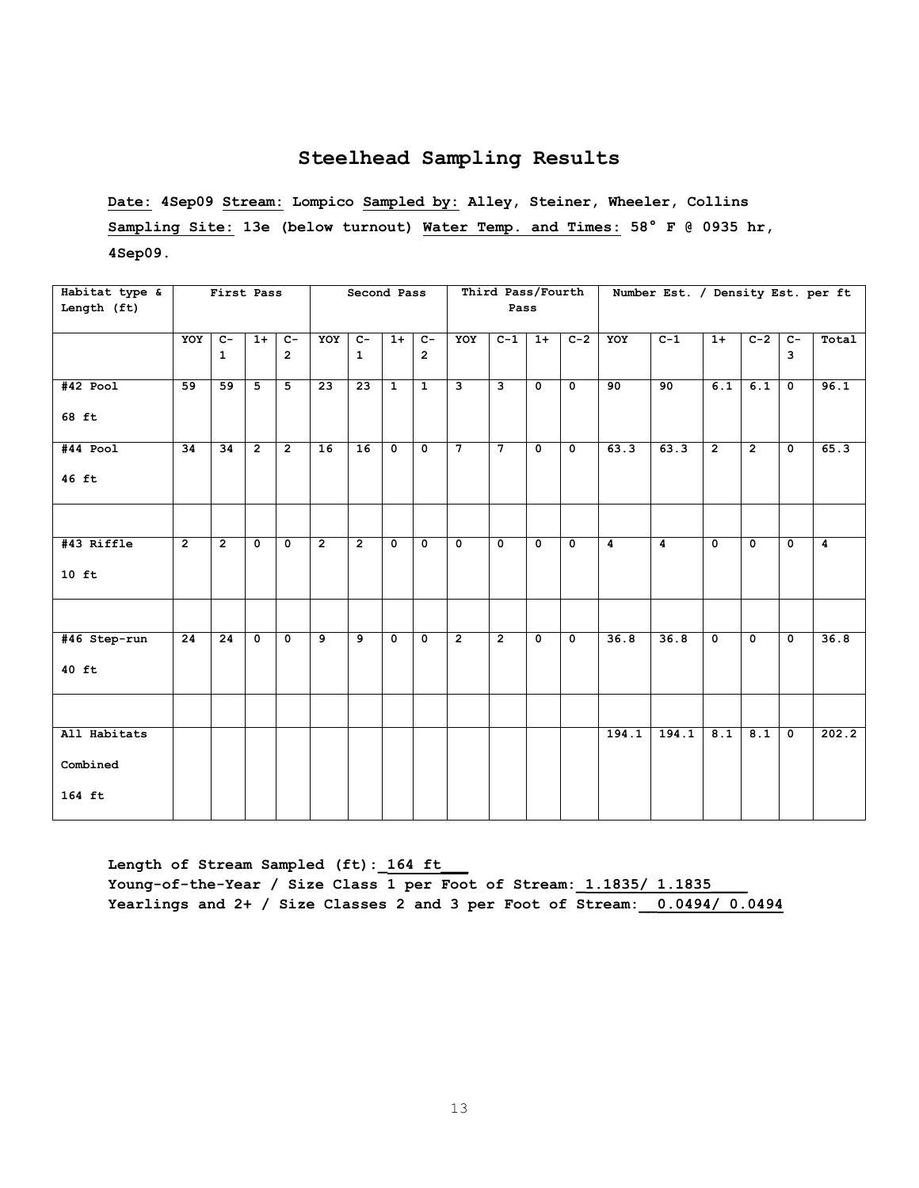# Steelhead Sampling Results

**Date:** 4Sep09 **Stream:** Lompico **Sampled by:** Alley, Steiner, Wheeler, Collins

**Sampling Site:** 13e (below turnout) **Water Temp. and Times:** 58° F @ 0935 hr, 4Sep09.

| Habitat type & Length (ft) | First Pass | | | | Second Pass | | | | Third Pass/Fourth Pass | | | | Number Est. / Density Est. per ft | | | | | |
|---|---|---|---|---|---|---|---|---|---|---|---|---|---|---|---|---|---|---|
| | YOY | C-1 | 1+ | C-2 | YOY | C-1 | 1+ | C-2 | YOY | C-1 | 1+ | C-2 | YOY | C-1 | 1+ | C-2 | C-3 | Total |
| #42 Pool 68 ft | 59 | 59 | 5 | 5 | 23 | 23 | 1 | 1 | 3 | 3 | 0 | 0 | 90 | 90 | 6.1 | 6.1 | 0 | 96.1 |
| #44 Pool 46 ft | 34 | 34 | 2 | 2 | 16 | 16 | 0 | 0 | 7 | 7 | 0 | 0 | 63.3 | 63.3 | 2 | 2 | 0 | 65.3 |
| | | | | | | | | | | | | | | | | | | |
| #43 Riffle 10 ft | 2 | 2 | 0 | 0 | 2 | 2 | 0 | 0 | 0 | 0 | 0 | 0 | 4 | 4 | 0 | 0 | 0 | 4 |
| | | | | | | | | | | | | | | | | | | |
| #46 Step-run 40 ft | 24 | 24 | 0 | 0 | 9 | 9 | 0 | 0 | 2 | 2 | 0 | 0 | 36.8 | 36.8 | 0 | 0 | 0 | 36.8 |
| | | | | | | | | | | | | | | | | | | |
| All Habitats Combined 164 ft | | | | | | | | | | | | | 194.1 | 194.1 | 8.1 | 8.1 | 0 | 202.2 |

**Length of Stream Sampled (ft):** 164 ft

**Young-of-the-Year / Size Class 1 per Foot of Stream:** 1.1835/ 1.1835

**Yearlings and 2+ / Size Classes 2 and 3 per Foot of Stream:** 0.0494/ 0.0494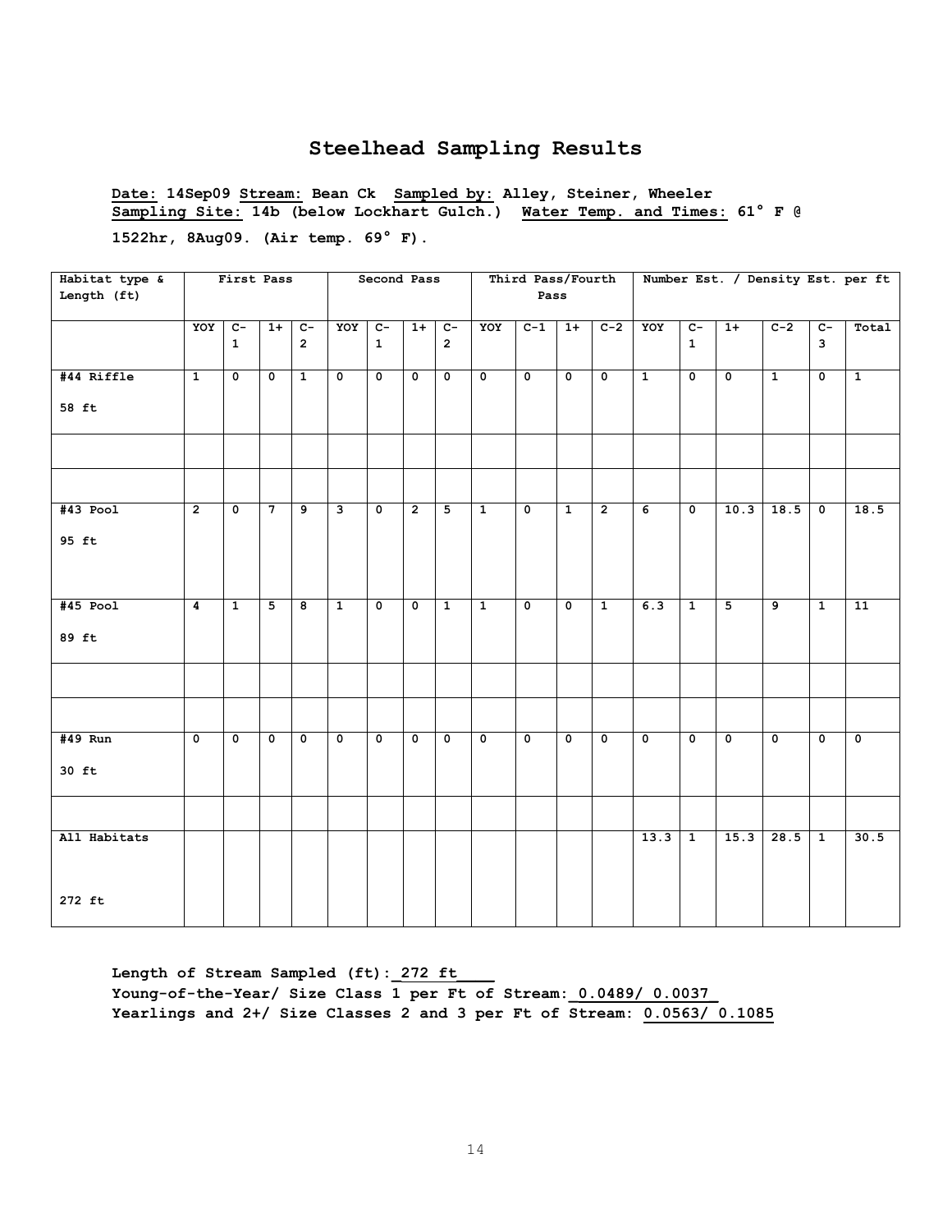# Steelhead Sampling Results

**Date:** 14Sep09 **Stream:** Bean Ck **Sampled by:** Alley, Steiner, Wheeler
**Sampling Site:** 14b (below Lockhart Gulch.) **Water Temp. and Times:** 61° F @ 1522hr, 8Aug09. (Air temp. 69° F).

| Habitat type & Length (ft) | First Pass | | | | Second Pass | | | | Third Pass/Fourth Pass | | | | Number Est. / Density Est. per ft | | | | | |
|---|---|---|---|---|---|---|---|---|---|---|---|---|---|---|---|---|---|---|
| | YOY | C-1 | 1+ | C-2 | YOY | C-1 | 1+ | C-2 | YOY | C-1 | 1+ | C-2 | YOY | C-1 | 1+ | C-2 | C-3 | Total |
| #44 Riffle 58 ft | 1 | 0 | 0 | 1 | 0 | 0 | 0 | 0 | 0 | 0 | 0 | 0 | 1 | 0 | 0 | 1 | 0 | 1 |
| | | | | | | | | | | | | | | | | | | |
| | | | | | | | | | | | | | | | | | | |
| #43 Pool 95 ft | 2 | 0 | 7 | 9 | 3 | 0 | 2 | 5 | 1 | 0 | 1 | 2 | 6 | 0 | 10.3 | 18.5 | 0 | 18.5 |
| #45 Pool 89 ft | 4 | 1 | 5 | 8 | 1 | 0 | 0 | 1 | 1 | 0 | 0 | 1 | 6.3 | 1 | 5 | 9 | 1 | 11 |
| | | | | | | | | | | | | | | | | | | |
| | | | | | | | | | | | | | | | | | | |
| #49 Run 30 ft | 0 | 0 | 0 | 0 | 0 | 0 | 0 | 0 | 0 | 0 | 0 | 0 | 0 | 0 | 0 | 0 | 0 | 0 |
| | | | | | | | | | | | | | | | | | | |
| All Habitats 272 ft | | | | | | | | | | | | | 13.3 | 1 | 15.3 | 28.5 | 1 | 30.5 |

**Length of Stream Sampled (ft): 272 ft**
**Young-of-the-Year/ Size Class 1 per Ft of Stream: 0.0489/ 0.0037**
**Yearlings and 2+/ Size Classes 2 and 3 per Ft of Stream: 0.0563/ 0.1085**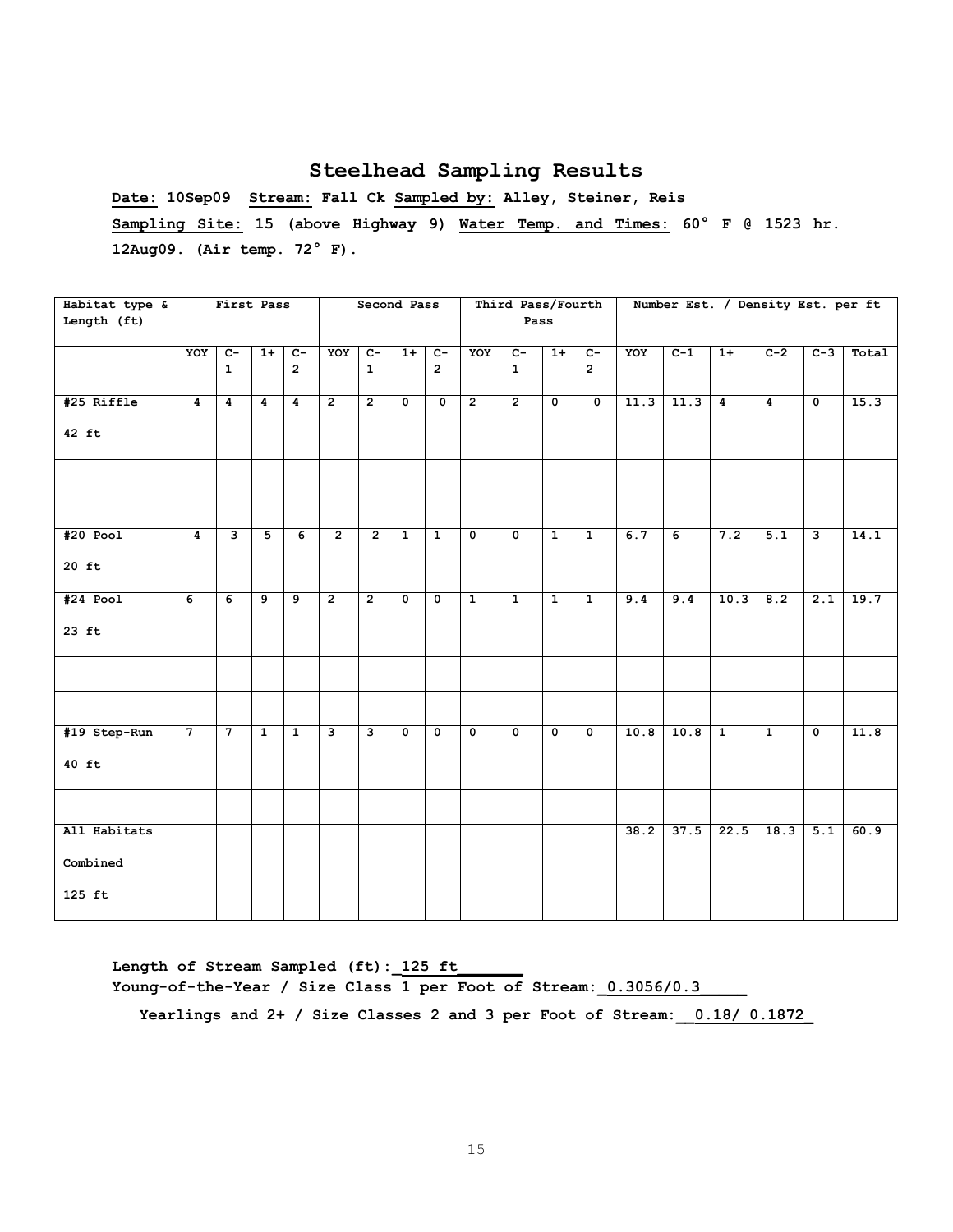## Steelhead Sampling Results

**Date: 10Sep09 Stream: Fall Ck Sampled by: Alley, Steiner, Reis**

**Sampling Site: 15 (above Highway 9) Water Temp. and Times: 60° F @ 1523 hr. 12Aug09. (Air temp. 72° F).**

| Habitat type & Length (ft) | First Pass | | | | Second Pass | | | | Third Pass/Fourth Pass | | | | Number Est. / Density Est. per ft | | | | | |
|---|---|---|---|---|---|---|---|---|---|---|---|---|---|---|---|---|---|---|
| | YOY | C-1 | 1+ | C-2 | YOY | C-1 | 1+ | C-2 | YOY | C-1 | 1+ | C-2 | YOY | C-1 | 1+ | C-2 | C-3 | Total |
| #25 Riffle 42 ft | 4 | 4 | 4 | 4 | 2 | 2 | 0 | 0 | 2 | 2 | 0 | 0 | 11.3 | 11.3 | 4 | 4 | 0 | 15.3 |
| | | | | | | | | | | | | | | | | | | |
| | | | | | | | | | | | | | | | | | | |
| #20 Pool 20 ft | 4 | 3 | 5 | 6 | 2 | 2 | 1 | 1 | 0 | 0 | 1 | 1 | 6.7 | 6 | 7.2 | 5.1 | 3 | 14.1 |
| #24 Pool 23 ft | 6 | 6 | 9 | 9 | 2 | 2 | 0 | 0 | 1 | 1 | 1 | 1 | 9.4 | 9.4 | 10.3 | 8.2 | 2.1 | 19.7 |
| | | | | | | | | | | | | | | | | | | |
| | | | | | | | | | | | | | | | | | | |
| #19 Step-Run 40 ft | 7 | 7 | 1 | 1 | 3 | 3 | 0 | 0 | 0 | 0 | 0 | 0 | 10.8 | 10.8 | 1 | 1 | 0 | 11.8 |
| | | | | | | | | | | | | | | | | | | |
| All Habitats Combined 125 ft | | | | | | | | | | | | | 38.2 | 37.5 | 22.5 | 18.3 | 5.1 | 60.9 |

**Length of Stream Sampled (ft): 125 ft**

**Young-of-the-Year / Size Class 1 per Foot of Stream: 0.3056/0.3**

**Yearlings and 2+ / Size Classes 2 and 3 per Foot of Stream: 0.18/ 0.1872**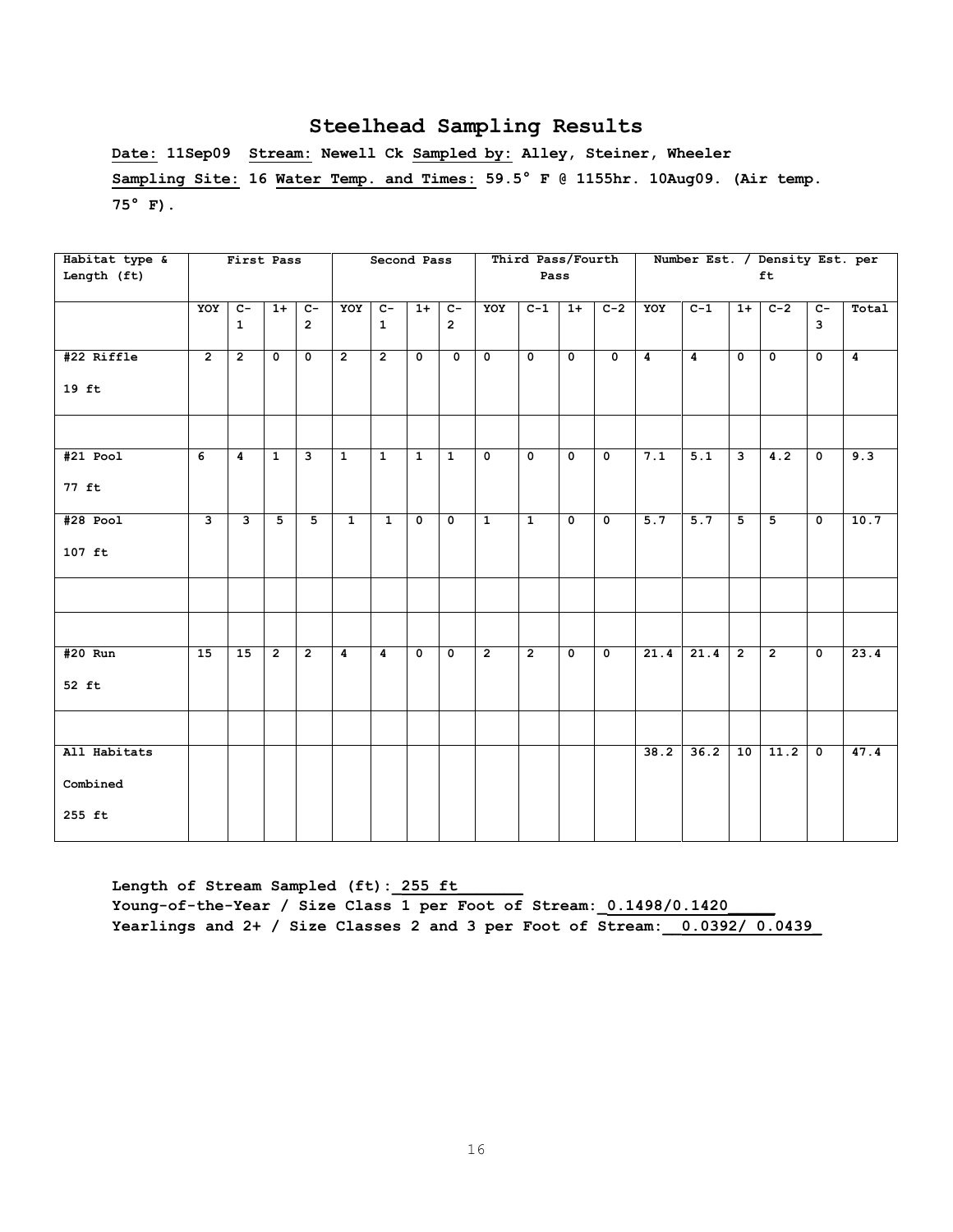# Steelhead Sampling Results

**Date: 11Sep09 Stream: Newell Ck Sampled by: Alley, Steiner, Wheeler**

**Sampling Site: 16 Water Temp. and Times: 59.5° F @ 1155hr. 10Aug09. (Air temp. 75° F).**

| Habitat type & Length (ft) | First Pass | | | | Second Pass | | | | Third Pass/Fourth Pass | | | | Number Est. / Density Est. per ft | | | | | |
|---|---|---|---|---|---|---|---|---|---|---|---|---|---|---|---|---|---|---|
| | YOY | C-1 | 1+ | C-2 | YOY | C-1 | 1+ | C-2 | YOY | C-1 | 1+ | C-2 | YOY | C-1 | 1+ | C-2 | C-3 | Total |
| #22 Riffle 19 ft | 2 | 2 | 0 | 0 | 2 | 2 | 0 | 0 | 0 | 0 | 0 | 0 | 4 | 4 | 0 | 0 | 0 | 4 |
| | | | | | | | | | | | | | | | | | | |
| #21 Pool 77 ft | 6 | 4 | 1 | 3 | 1 | 1 | 1 | 1 | 0 | 0 | 0 | 0 | 7.1 | 5.1 | 3 | 4.2 | 0 | 9.3 |
| #28 Pool 107 ft | 3 | 3 | 5 | 5 | 1 | 1 | 0 | 0 | 1 | 1 | 0 | 0 | 5.7 | 5.7 | 5 | 5 | 0 | 10.7 |
| | | | | | | | | | | | | | | | | | | |
| | | | | | | | | | | | | | | | | | | |
| #20 Run 52 ft | 15 | 15 | 2 | 2 | 4 | 4 | 0 | 0 | 2 | 2 | 0 | 0 | 21.4 | 21.4 | 2 | 2 | 0 | 23.4 |
| | | | | | | | | | | | | | | | | | | |
| All Habitats Combined 255 ft | | | | | | | | | | | | | 38.2 | 36.2 | 10 | 11.2 | 0 | 47.4 |

**Length of Stream Sampled (ft): 255 ft**

**Young-of-the-Year / Size Class 1 per Foot of Stream: 0.1498/0.1420**

**Yearlings and 2+ / Size Classes 2 and 3 per Foot of Stream: 0.0392/ 0.0439**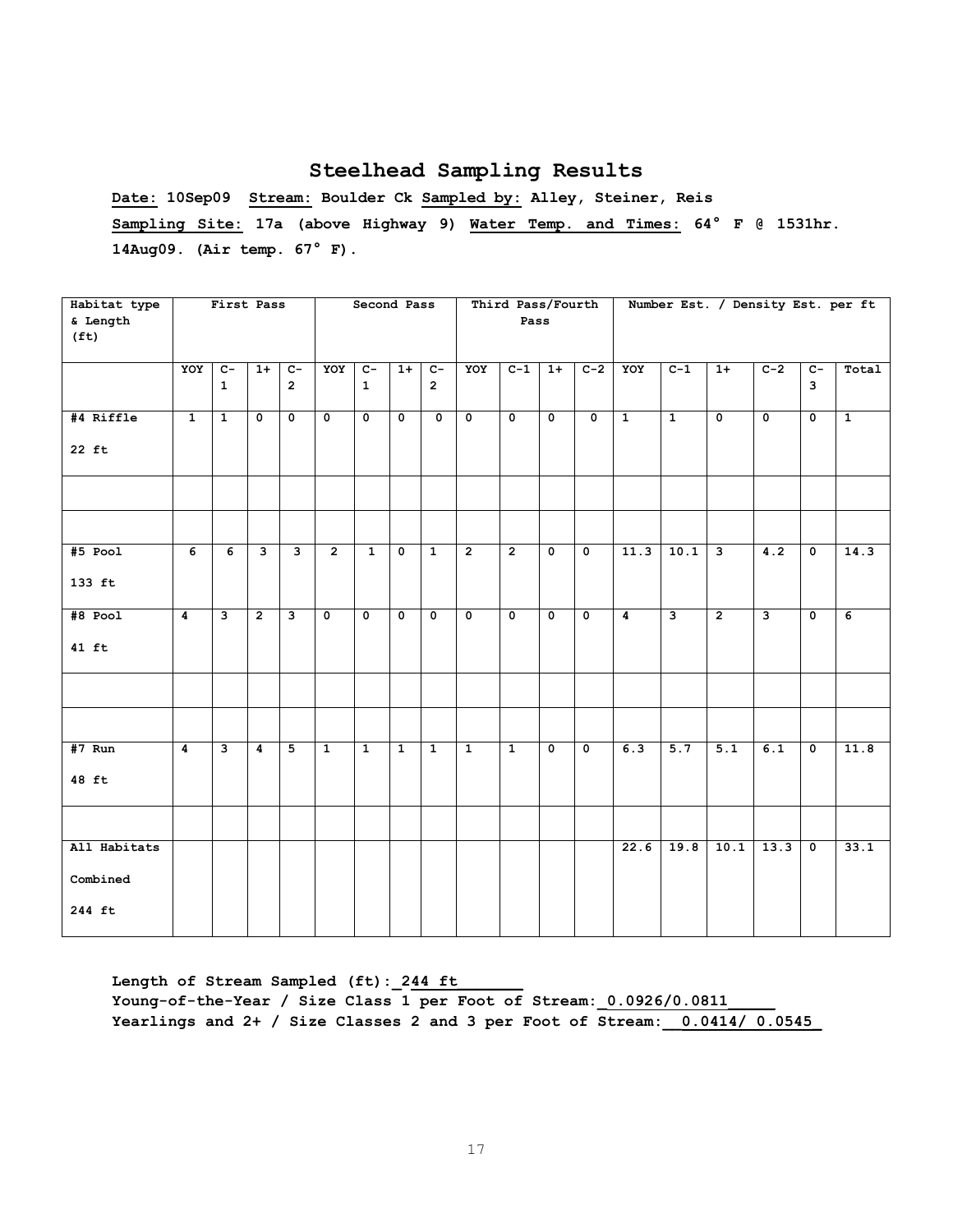## Steelhead Sampling Results

**Date:** 10Sep09 **Stream:** Boulder Ck **Sampled by:** Alley, Steiner, Reis

**Sampling Site:** 17a (above Highway 9) **Water Temp. and Times:** 64° F @ 1531hr. 14Aug09. (Air temp. 67° F).

| Habitat type & Length (ft) | First Pass | | | | Second Pass | | | | Third Pass/Fourth Pass | | | | Number Est. / Density Est. per ft | | | | | |
|---|---|---|---|---|---|---|---|---|---|---|---|---|---|---|---|---|---|---|
| | YOY | C-1 | 1+ | C-2 | YOY | C-1 | 1+ | C-2 | YOY | C-1 | 1+ | C-2 | YOY | C-1 | 1+ | C-2 | C-3 | Total |
| #4 Riffle 22 ft | 1 | 1 | 0 | 0 | 0 | 0 | 0 | 0 | 0 | 0 | 0 | 0 | 1 | 1 | 0 | 0 | 0 | 1 |
| | | | | | | | | | | | | | | | | | | |
| | | | | | | | | | | | | | | | | | | |
| #5 Pool 133 ft | 6 | 6 | 3 | 3 | 2 | 1 | 0 | 1 | 2 | 2 | 0 | 0 | 11.3 | 10.1 | 3 | 4.2 | 0 | 14.3 |
| #8 Pool 41 ft | 4 | 3 | 2 | 3 | 0 | 0 | 0 | 0 | 0 | 0 | 0 | 0 | 4 | 3 | 2 | 3 | 0 | 6 |
| | | | | | | | | | | | | | | | | | | |
| | | | | | | | | | | | | | | | | | | |
| #7 Run 48 ft | 4 | 3 | 4 | 5 | 1 | 1 | 1 | 1 | 1 | 1 | 0 | 0 | 6.3 | 5.7 | 5.1 | 6.1 | 0 | 11.8 |
| | | | | | | | | | | | | | | | | | | |
| All Habitats Combined 244 ft | | | | | | | | | | | | | 22.6 | 19.8 | 10.1 | 13.3 | 0 | 33.1 |

**Length of Stream Sampled (ft):** 244 ft

**Young-of-the-Year / Size Class 1 per Foot of Stream:** 0.0926/0.0811

**Yearlings and 2+ / Size Classes 2 and 3 per Foot of Stream:** 0.0414/ 0.0545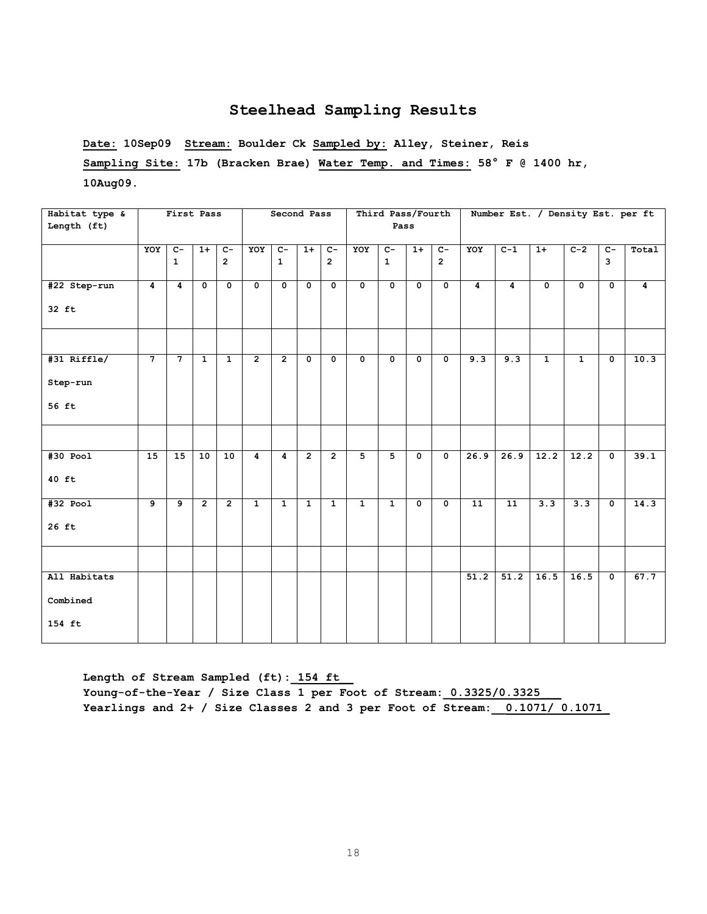# Steelhead Sampling Results

**Date:** 10Sep09 **Stream:** Boulder Ck **Sampled by:** Alley, Steiner, Reis

**Sampling Site:** 17b (Bracken Brae) **Water Temp. and Times:** 58° F @ 1400 hr, 10Aug09.

| Habitat type & Length (ft) | First Pass | | | | Second Pass | | | | Third Pass/Fourth Pass | | | | Number Est. / Density Est. per ft | | | | | |
|---|---|---|---|---|---|---|---|---|---|---|---|---|---|---|---|---|---|---|
| | YOY | C-1 | 1+ | C-2 | YOY | C-1 | 1+ | C-2 | YOY | C-1 | 1+ | C-2 | YOY | C-1 | 1+ | C-2 | C-3 | Total |
| #22 Step-run 32 ft | 4 | 4 | 0 | 0 | 0 | 0 | 0 | 0 | 0 | 0 | 0 | 0 | 4 | 4 | 0 | 0 | 0 | 4 |
| | | | | | | | | | | | | | | | | | | |
| #31 Riffle/ Step-run 56 ft | 7 | 7 | 1 | 1 | 2 | 2 | 0 | 0 | 0 | 0 | 0 | 0 | 9.3 | 9.3 | 1 | 1 | 0 | 10.3 |
| | | | | | | | | | | | | | | | | | | |
| #30 Pool 40 ft | 15 | 15 | 10 | 10 | 4 | 4 | 2 | 2 | 5 | 5 | 0 | 0 | 26.9 | 26.9 | 12.2 | 12.2 | 0 | 39.1 |
| #32 Pool 26 ft | 9 | 9 | 2 | 2 | 1 | 1 | 1 | 1 | 1 | 1 | 0 | 0 | 11 | 11 | 3.3 | 3.3 | 0 | 14.3 |
| | | | | | | | | | | | | | | | | | | |
| All Habitats Combined 154 ft | | | | | | | | | | | | | 51.2 | 51.2 | 16.5 | 16.5 | 0 | 67.7 |

**Length of Stream Sampled (ft):** 154 ft

**Young-of-the-Year / Size Class 1 per Foot of Stream:** 0.3325/0.3325

**Yearlings and 2+ / Size Classes 2 and 3 per Foot of Stream:** 0.1071/ 0.1071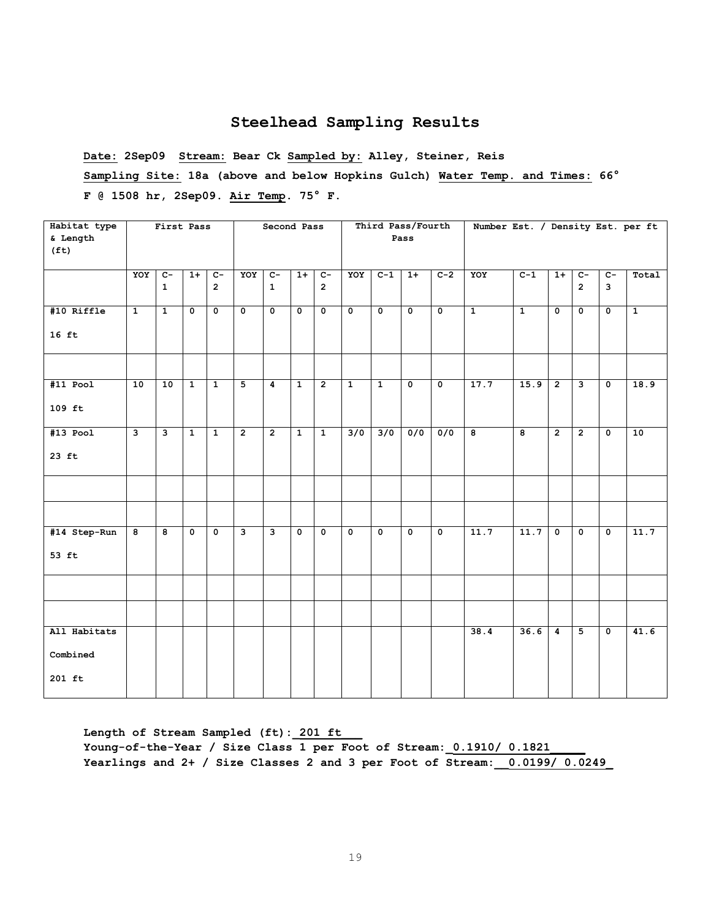# Steelhead Sampling Results

**Date: 2Sep09 Stream: Bear Ck Sampled by: Alley, Steiner, Reis**

**Sampling Site: 18a (above and below Hopkins Gulch) Water Temp. and Times: 66° F @ 1508 hr, 2Sep09. Air Temp. 75° F.**

| Habitat type & Length (ft) | First Pass | | | | Second Pass | | | | Third Pass/Fourth Pass | | | | Number Est. / Density Est. per ft | | | | | |
|---|---|---|---|---|---|---|---|---|---|---|---|---|---|---|---|---|---|---|
| | YOY | C-1 | 1+ | C-2 | YOY | C-1 | 1+ | C-2 | YOY | C-1 | 1+ | C-2 | YOY | C-1 | 1+ | C-2 | C-3 | Total |
| #10 Riffle 16 ft | 1 | 1 | 0 | 0 | 0 | 0 | 0 | 0 | 0 | 0 | 0 | 0 | 1 | 1 | 0 | 0 | 0 | 1 |
| | | | | | | | | | | | | | | | | | | |
| #11 Pool 109 ft | 10 | 10 | 1 | 1 | 5 | 4 | 1 | 2 | 1 | 1 | 0 | 0 | 17.7 | 15.9 | 2 | 3 | 0 | 18.9 |
| #13 Pool 23 ft | 3 | 3 | 1 | 1 | 2 | 2 | 1 | 1 | 3/0 | 3/0 | 0/0 | 0/0 | 8 | 8 | 2 | 2 | 0 | 10 |
| | | | | | | | | | | | | | | | | | | |
| | | | | | | | | | | | | | | | | | | |
| #14 Step-Run 53 ft | 8 | 8 | 0 | 0 | 3 | 3 | 0 | 0 | 0 | 0 | 0 | 0 | 11.7 | 11.7 | 0 | 0 | 0 | 11.7 |
| | | | | | | | | | | | | | | | | | | |
| | | | | | | | | | | | | | | | | | | |
| All Habitats Combined 201 ft | | | | | | | | | | | | | 38.4 | 36.6 | 4 | 5 | 0 | 41.6 |

**Length of Stream Sampled (ft): 201 ft**
**Young-of-the-Year / Size Class 1 per Foot of Stream: 0.1910/ 0.1821**
**Yearlings and 2+ / Size Classes 2 and 3 per Foot of Stream: 0.0199/ 0.0249**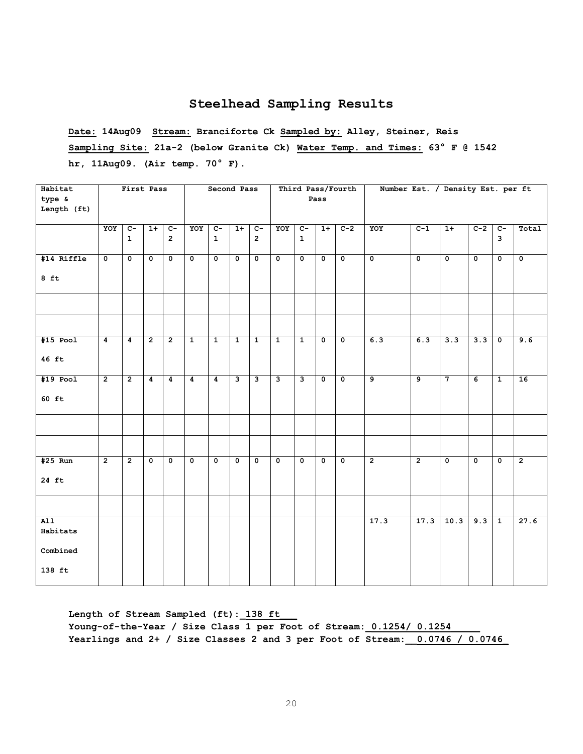# Steelhead Sampling Results

**Date:** **14Aug09** **Stream:** **Branciforte Ck** **Sampled by:** **Alley, Steiner, Reis**

**Sampling Site:** **21a-2 (below Granite Ck)** **Water Temp. and Times:** **63° F @ 1542 hr, 11Aug09. (Air temp. 70° F).**

| Habitat type & Length (ft) | First Pass | | | | Second Pass | | | | Third Pass/Fourth Pass | | | | Number Est. / Density Est. per ft | | | | | |
|---|---|---|---|---|---|---|---|---|---|---|---|---|---|---|---|---|---|---|
| | YOY | C-1 | 1+ | C-2 | YOY | C-1 | 1+ | C-2 | YOY | C-1 | 1+ | C-2 | YOY | C-1 | 1+ | C-2 | C-3 | Total |
| #14 Riffle 8 ft | 0 | 0 | 0 | 0 | 0 | 0 | 0 | 0 | 0 | 0 | 0 | 0 | 0 | 0 | 0 | 0 | 0 | 0 |
| | | | | | | | | | | | | | | | | | | |
| | | | | | | | | | | | | | | | | | | |
| #15 Pool 46 ft | 4 | 4 | 2 | 2 | 1 | 1 | 1 | 1 | 1 | 1 | 0 | 0 | 6.3 | 6.3 | 3.3 | 3.3 | 0 | 9.6 |
| #19 Pool 60 ft | 2 | 2 | 4 | 4 | 4 | 4 | 3 | 3 | 3 | 3 | 0 | 0 | 9 | 9 | 7 | 6 | 1 | 16 |
| | | | | | | | | | | | | | | | | | | |
| | | | | | | | | | | | | | | | | | | |
| #25 Run 24 ft | 2 | 2 | 0 | 0 | 0 | 0 | 0 | 0 | 0 | 0 | 0 | 0 | 2 | 2 | 0 | 0 | 0 | 2 |
| | | | | | | | | | | | | | | | | | | |
| All Habitats Combined 138 ft | | | | | | | | | | | | | 17.3 | 17.3 | 10.3 | 9.3 | 1 | 27.6 |

**Length of Stream Sampled (ft):** **138 ft**
**Young-of-the-Year / Size Class 1 per Foot of Stream:** **0.1254/ 0.1254**
**Yearlings and 2+ / Size Classes 2 and 3 per Foot of Stream:** **0.0746 / 0.0746**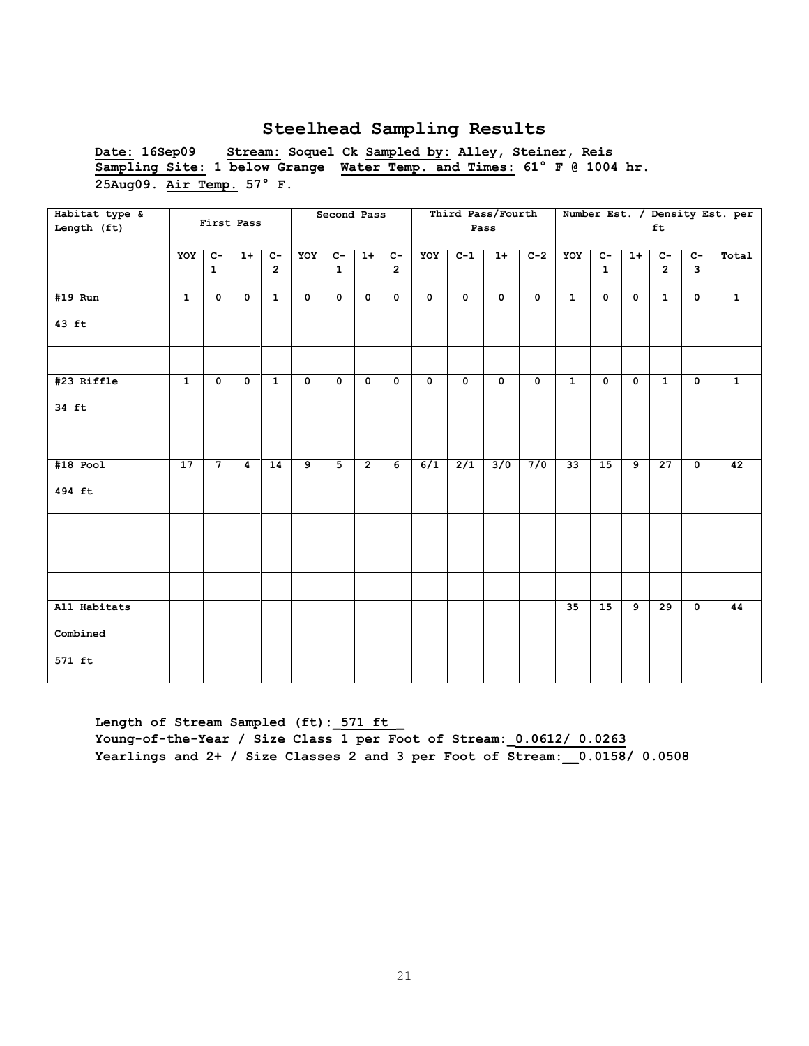## Steelhead Sampling Results

**Date: 16Sep09 Stream: Soquel Ck Sampled by: Alley, Steiner, Reis**
**Sampling Site: 1 below Grange Water Temp. and Times: 61° F @ 1004 hr. 25Aug09. Air Temp. 57° F.**

| Habitat type & Length (ft) | First Pass | | | | Second Pass | | | | Third Pass/Fourth Pass | | | | Number Est. / Density Est. per ft | | | | | |
|---|---|---|---|---|---|---|---|---|---|---|---|---|---|---|---|---|---|---|
| | YOY | C-1 | 1+ | C-2 | YOY | C-1 | 1+ | C-2 | YOY | C-1 | 1+ | C-2 | YOY | C-1 | 1+ | C-2 | C-3 | Total |
| #19 Run 43 ft | 1 | 0 | 0 | 1 | 0 | 0 | 0 | 0 | 0 | 0 | 0 | 0 | 1 | 0 | 0 | 1 | 0 | 1 |
| | | | | | | | | | | | | | | | | | | |
| #23 Riffle 34 ft | 1 | 0 | 0 | 1 | 0 | 0 | 0 | 0 | 0 | 0 | 0 | 0 | 1 | 0 | 0 | 1 | 0 | 1 |
| | | | | | | | | | | | | | | | | | | |
| #18 Pool 494 ft | 17 | 7 | 4 | 14 | 9 | 5 | 2 | 6 | 6/1 | 2/1 | 3/0 | 7/0 | 33 | 15 | 9 | 27 | 0 | 42 |
| | | | | | | | | | | | | | | | | | | |
| | | | | | | | | | | | | | | | | | | |
| | | | | | | | | | | | | | | | | | | |
| All Habitats Combined 571 ft | | | | | | | | | | | | | 35 | 15 | 9 | 29 | 0 | 44 |

**Length of Stream Sampled (ft): 571 ft**
**Young-of-the-Year / Size Class 1 per Foot of Stream: 0.0612/ 0.0263**
**Yearlings and 2+ / Size Classes 2 and 3 per Foot of Stream: 0.0158/ 0.0508**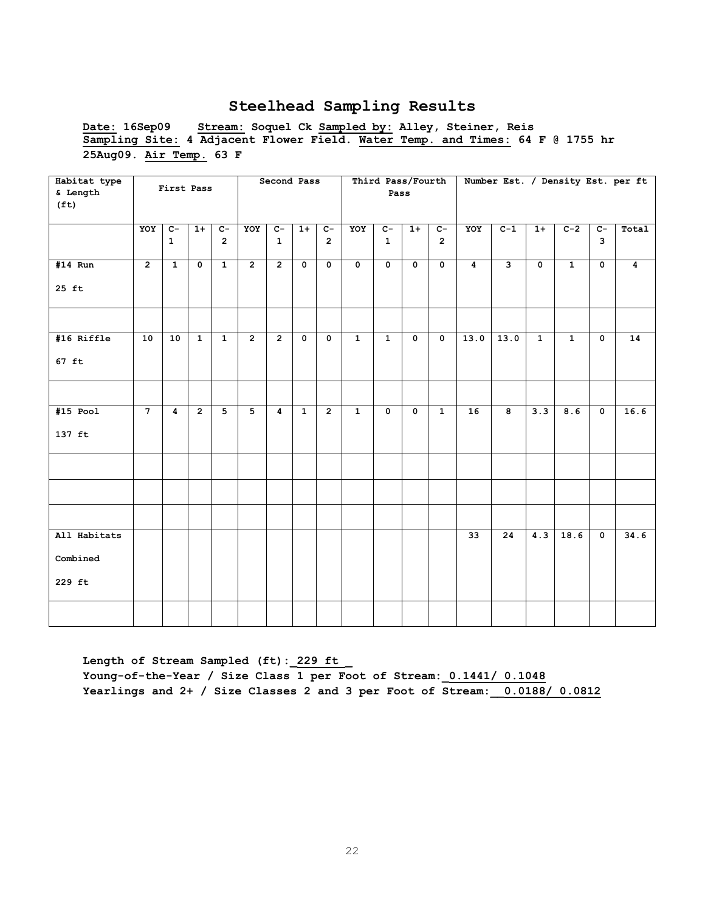# Steelhead Sampling Results

**Date:** 16Sep09 **Stream:** Soquel Ck **Sampled by:** Alley, Steiner, Reis
**Sampling Site:** 4 Adjacent Flower Field. **Water Temp. and Times:** 64 F @ 1755 hr 25Aug09. **Air Temp.** 63 F

| Habitat type & Length (ft) | First Pass | | | | Second Pass | | | | Third Pass/Fourth Pass | | | | Number Est. / Density Est. per ft | | | | | |
|---|---|---|---|---|---|---|---|---|---|---|---|---|---|---|---|---|---|---|
| | YOY | C-1 | 1+ | C-2 | YOY | C-1 | 1+ | C-2 | YOY | C-1 | 1+ | C-2 | YOY | C-1 | 1+ | C-2 | C-3 | Total |
| #14 Run 25 ft | 2 | 1 | 0 | 1 | 2 | 2 | 0 | 0 | 0 | 0 | 0 | 0 | 4 | 3 | 0 | 1 | 0 | 4 |
| | | | | | | | | | | | | | | | | | | |
| #16 Riffle 67 ft | 10 | 10 | 1 | 1 | 2 | 2 | 0 | 0 | 1 | 1 | 0 | 0 | 13.0 | 13.0 | 1 | 1 | 0 | 14 |
| | | | | | | | | | | | | | | | | | | |
| #15 Pool 137 ft | 7 | 4 | 2 | 5 | 5 | 4 | 1 | 2 | 1 | 0 | 0 | 1 | 16 | 8 | 3.3 | 8.6 | 0 | 16.6 |
| | | | | | | | | | | | | | | | | | | |
| | | | | | | | | | | | | | | | | | | |
| | | | | | | | | | | | | | | | | | | |
| All Habitats Combined 229 ft | | | | | | | | | | | | | 33 | 24 | 4.3 | 18.6 | 0 | 34.6 |
| | | | | | | | | | | | | | | | | | | |

**Length of Stream Sampled (ft):** 229 ft
**Young-of-the-Year / Size Class 1 per Foot of Stream:** 0.1441/ 0.1048
**Yearlings and 2+ / Size Classes 2 and 3 per Foot of Stream:** 0.0188/ 0.0812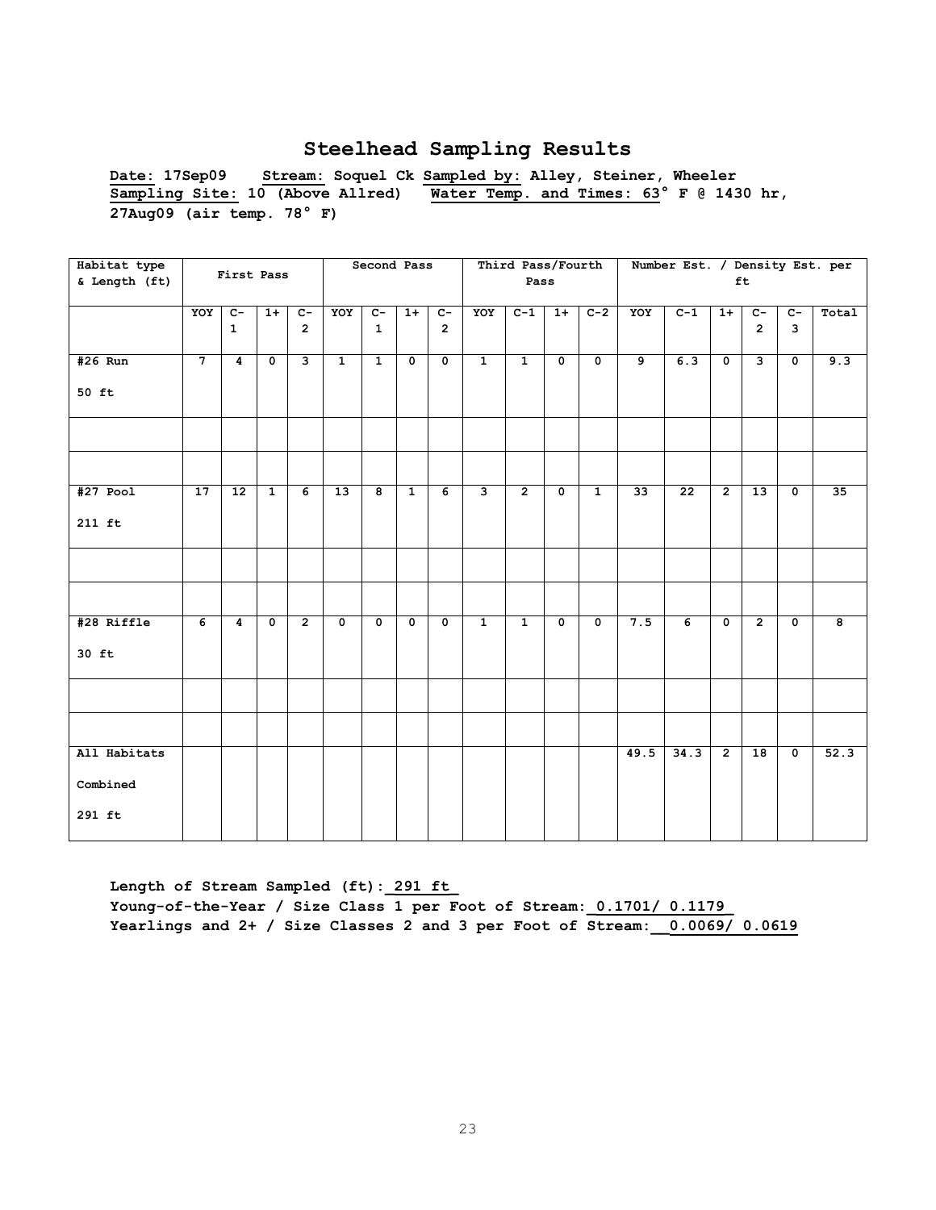## Steelhead Sampling Results

**Date: 17Sep09 Stream: Soquel Ck Sampled by: Alley, Steiner, Wheeler**
**Sampling Site: 10 (Above Allred) Water Temp. and Times: 63° F @ 1430 hr, 27Aug09 (air temp. 78° F)**

| Habitat type & Length (ft) | First Pass | | | | Second Pass | | | | Third Pass/Fourth Pass | | | | Number Est. / Density Est. per ft | | | | | |
|---|---|---|---|---|---|---|---|---|---|---|---|---|---|---|---|---|---|---|
| | YOY | C-1 | 1+ | C-2 | YOY | C-1 | 1+ | C-2 | YOY | C-1 | 1+ | C-2 | YOY | C-1 | 1+ | C-2 | C-3 | Total |
| #26 Run 50 ft | 7 | 4 | 0 | 3 | 1 | 1 | 0 | 0 | 1 | 1 | 0 | 0 | 9 | 6.3 | 0 | 3 | 0 | 9.3 |
| | | | | | | | | | | | | | | | | | | |
| | | | | | | | | | | | | | | | | | | |
| #27 Pool 211 ft | 17 | 12 | 1 | 6 | 13 | 8 | 1 | 6 | 3 | 2 | 0 | 1 | 33 | 22 | 2 | 13 | 0 | 35 |
| | | | | | | | | | | | | | | | | | | |
| | | | | | | | | | | | | | | | | | | |
| #28 Riffle 30 ft | 6 | 4 | 0 | 2 | 0 | 0 | 0 | 0 | 1 | 1 | 0 | 0 | 7.5 | 6 | 0 | 2 | 0 | 8 |
| | | | | | | | | | | | | | | | | | | |
| | | | | | | | | | | | | | | | | | | |
| All Habitats Combined 291 ft | | | | | | | | | | | | | 49.5 | 34.3 | 2 | 18 | 0 | 52.3 |

**Length of Stream Sampled (ft): 291 ft**
**Young-of-the-Year / Size Class 1 per Foot of Stream: 0.1701/ 0.1179**
**Yearlings and 2+ / Size Classes 2 and 3 per Foot of Stream: 0.0069/ 0.0619**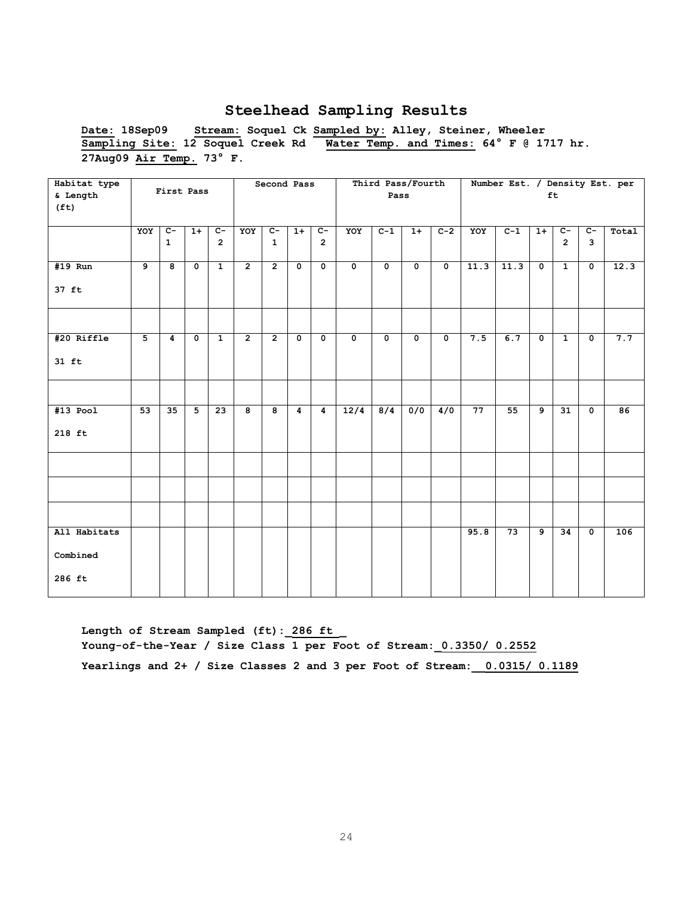## Steelhead Sampling Results

**Date: 18Sep09 Stream: Soquel Ck Sampled by: Alley, Steiner, Wheeler**
**Sampling Site: 12 Soquel Creek Rd Water Temp. and Times: 64° F @ 1717 hr.**
**27Aug09 Air Temp. 73° F.**

| Habitat type & Length (ft) | First Pass | | | | Second Pass | | | | Third Pass/Fourth Pass | | | | Number Est. / Density Est. per ft | | | | | |
|---|---|---|---|---|---|---|---|---|---|---|---|---|---|---|---|---|---|---|
| | YOY | C-1 | 1+ | C-2 | YOY | C-1 | 1+ | C-2 | YOY | C-1 | 1+ | C-2 | YOY | C-1 | 1+ | C-2 | C-3 | Total |
| #19 Run 37 ft | 9 | 8 | 0 | 1 | 2 | 2 | 0 | 0 | 0 | 0 | 0 | 0 | 11.3 | 11.3 | 0 | 1 | 0 | 12.3 |
| | | | | | | | | | | | | | | | | | | |
| #20 Riffle 31 ft | 5 | 4 | 0 | 1 | 2 | 2 | 0 | 0 | 0 | 0 | 0 | 0 | 7.5 | 6.7 | 0 | 1 | 0 | 7.7 |
| | | | | | | | | | | | | | | | | | | |
| #13 Pool 218 ft | 53 | 35 | 5 | 23 | 8 | 8 | 4 | 4 | 12/4 | 8/4 | 0/0 | 4/0 | 77 | 55 | 9 | 31 | 0 | 86 |
| | | | | | | | | | | | | | | | | | | |
| | | | | | | | | | | | | | | | | | | |
| | | | | | | | | | | | | | | | | | | |
| All Habitats Combined 286 ft | | | | | | | | | | | | | 95.8 | 73 | 9 | 34 | 0 | 106 |

**Length of Stream Sampled (ft): 286 ft**
**Young-of-the-Year / Size Class 1 per Foot of Stream: 0.3350/ 0.2552**
**Yearlings and 2+ / Size Classes 2 and 3 per Foot of Stream: 0.0315/ 0.1189**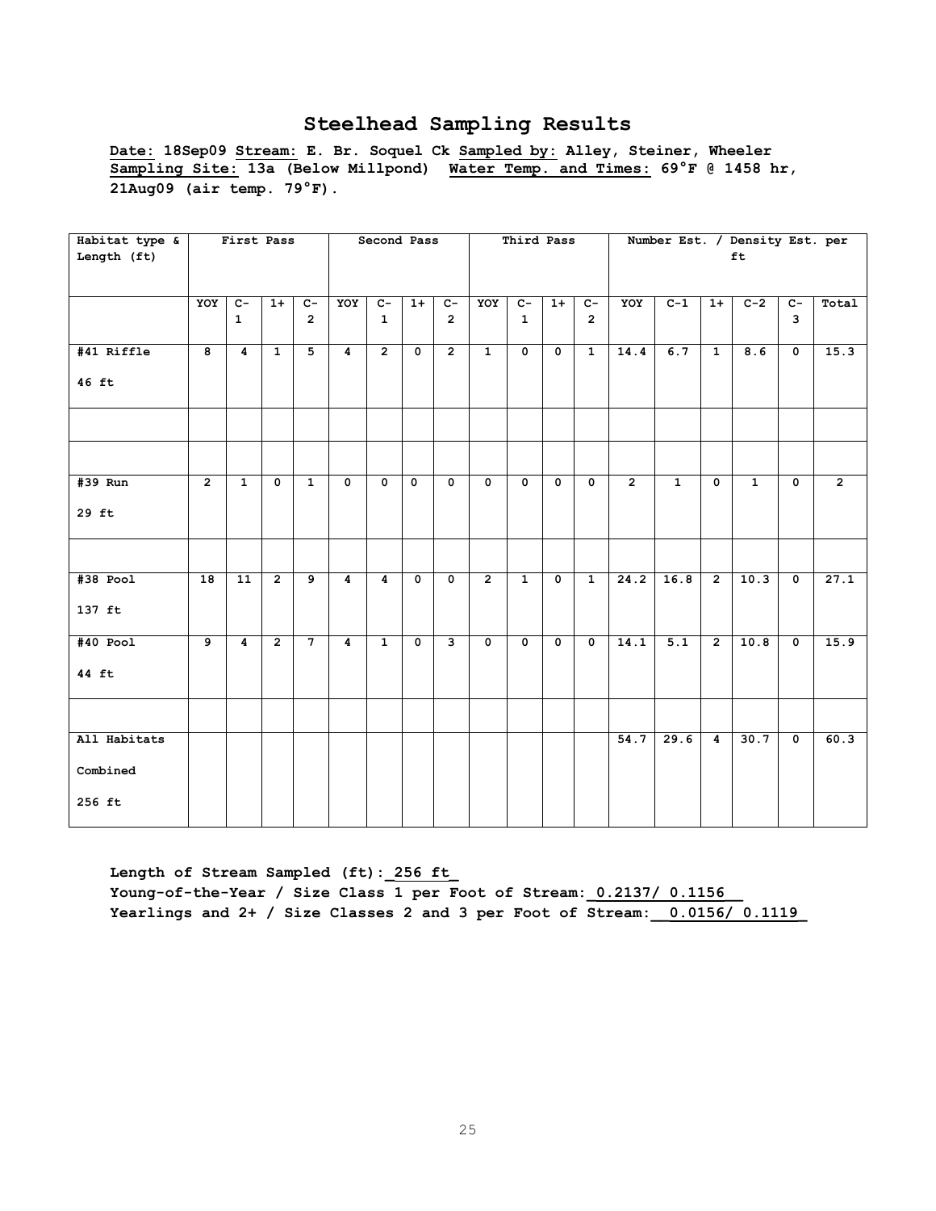# Steelhead Sampling Results

**Date: 18Sep09 Stream: E. Br. Soquel Ck Sampled by: Alley, Steiner, Wheeler Sampling Site: 13a (Below Millpond) Water Temp. and Times: 69°F @ 1458 hr, 21Aug09 (air temp. 79°F).**

| Habitat type & Length (ft) | First Pass | | | | Second Pass | | | | Third Pass | | | | Number Est. / Density Est. per ft | | | | | |
|---|---|---|---|---|---|---|---|---|---|---|---|---|---|---|---|---|---|---|
| | YOY | C-1 | 1+ | C-2 | YOY | C-1 | 1+ | C-2 | YOY | C-1 | 1+ | C-2 | YOY | C-1 | 1+ | C-2 | C-3 | Total |
| #41 Riffle 46 ft | 8 | 4 | 1 | 5 | 4 | 2 | 0 | 2 | 1 | 0 | 0 | 1 | 14.4 | 6.7 | 1 | 8.6 | 0 | 15.3 |
| | | | | | | | | | | | | | | | | | | |
| | | | | | | | | | | | | | | | | | | |
| #39 Run 29 ft | 2 | 1 | 0 | 1 | 0 | 0 | 0 | 0 | 0 | 0 | 0 | 0 | 2 | 1 | 0 | 1 | 0 | 2 |
| | | | | | | | | | | | | | | | | | | |
| #38 Pool 137 ft | 18 | 11 | 2 | 9 | 4 | 4 | 0 | 0 | 2 | 1 | 0 | 1 | 24.2 | 16.8 | 2 | 10.3 | 0 | 27.1 |
| #40 Pool 44 ft | 9 | 4 | 2 | 7 | 4 | 1 | 0 | 3 | 0 | 0 | 0 | 0 | 14.1 | 5.1 | 2 | 10.8 | 0 | 15.9 |
| | | | | | | | | | | | | | | | | | | |
| All Habitats Combined 256 ft | | | | | | | | | | | | | 54.7 | 29.6 | 4 | 30.7 | 0 | 60.3 |

**Length of Stream Sampled (ft):_256 ft_**
**Young-of-the-Year / Size Class 1 per Foot of Stream:_0.2137/ 0.1156__**
**Yearlings and 2+ / Size Classes 2 and 3 per Foot of Stream:__0.0156/ 0.1119_**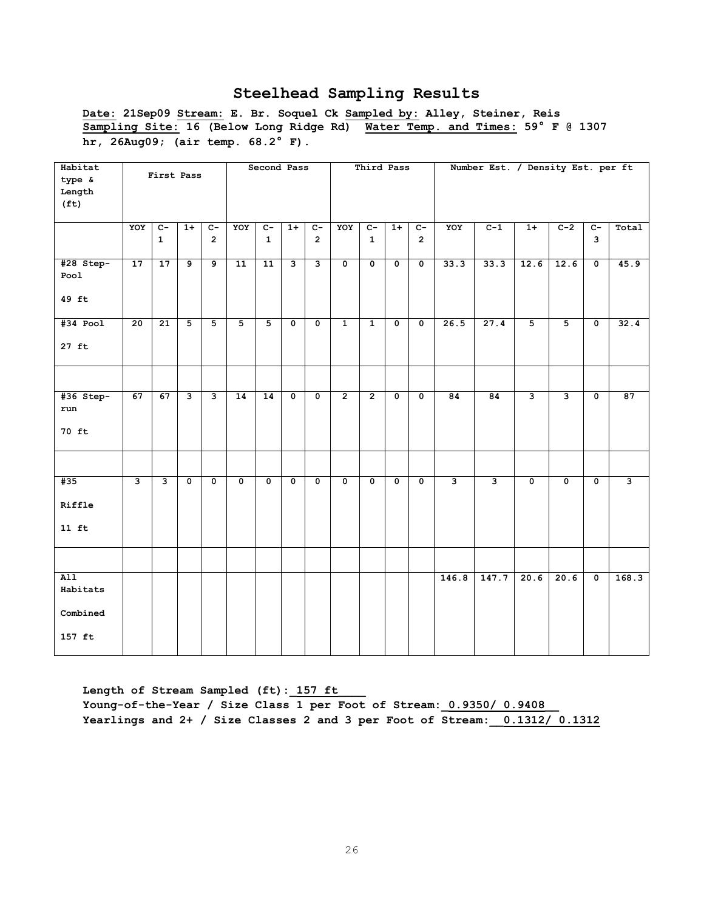# Steelhead Sampling Results

**Date:** 21Sep09 **Stream:** E. Br. Soquel Ck **Sampled by:** Alley, Steiner, Reis
**Sampling Site:** 16 (Below Long Ridge Rd) **Water Temp. and Times:** 59° F @ 1307 hr, 26Aug09; (air temp. 68.2° F).

| Habitat type & Length (ft) | First Pass | | | | Second Pass | | | | Third Pass | | | | Number Est. / Density Est. per ft | | | | | |
|---|---|---|---|---|---|---|---|---|---|---|---|---|---|---|---|---|---|---|
| | YOY | C-1 | 1+ | C-2 | YOY | C-1 | 1+ | C-2 | YOY | C-1 | 1+ | C-2 | YOY | C-1 | 1+ | C-2 | C-3 | Total |
| #28 Step-Pool 49 ft | 17 | 17 | 9 | 9 | 11 | 11 | 3 | 3 | 0 | 0 | 0 | 0 | 33.3 | 33.3 | 12.6 | 12.6 | 0 | 45.9 |
| #34 Pool 27 ft | 20 | 21 | 5 | 5 | 5 | 5 | 0 | 0 | 1 | 1 | 0 | 0 | 26.5 | 27.4 | 5 | 5 | 0 | 32.4 |
| | | | | | | | | | | | | | | | | | | |
| #36 Step-run 70 ft | 67 | 67 | 3 | 3 | 14 | 14 | 0 | 0 | 2 | 2 | 0 | 0 | 84 | 84 | 3 | 3 | 0 | 87 |
| | | | | | | | | | | | | | | | | | | |
| #35 Riffle 11 ft | 3 | 3 | 0 | 0 | 0 | 0 | 0 | 0 | 0 | 0 | 0 | 0 | 3 | 3 | 0 | 0 | 0 | 3 |
| | | | | | | | | | | | | | | | | | | |
| All Habitats Combined 157 ft | | | | | | | | | | | | | 146.8 | 147.7 | 20.6 | 20.6 | 0 | 168.3 |

**Length of Stream Sampled (ft):** 157 ft
**Young-of-the-Year / Size Class 1 per Foot of Stream:** 0.9350/ 0.9408
**Yearlings and 2+ / Size Classes 2 and 3 per Foot of Stream:** 0.1312/ 0.1312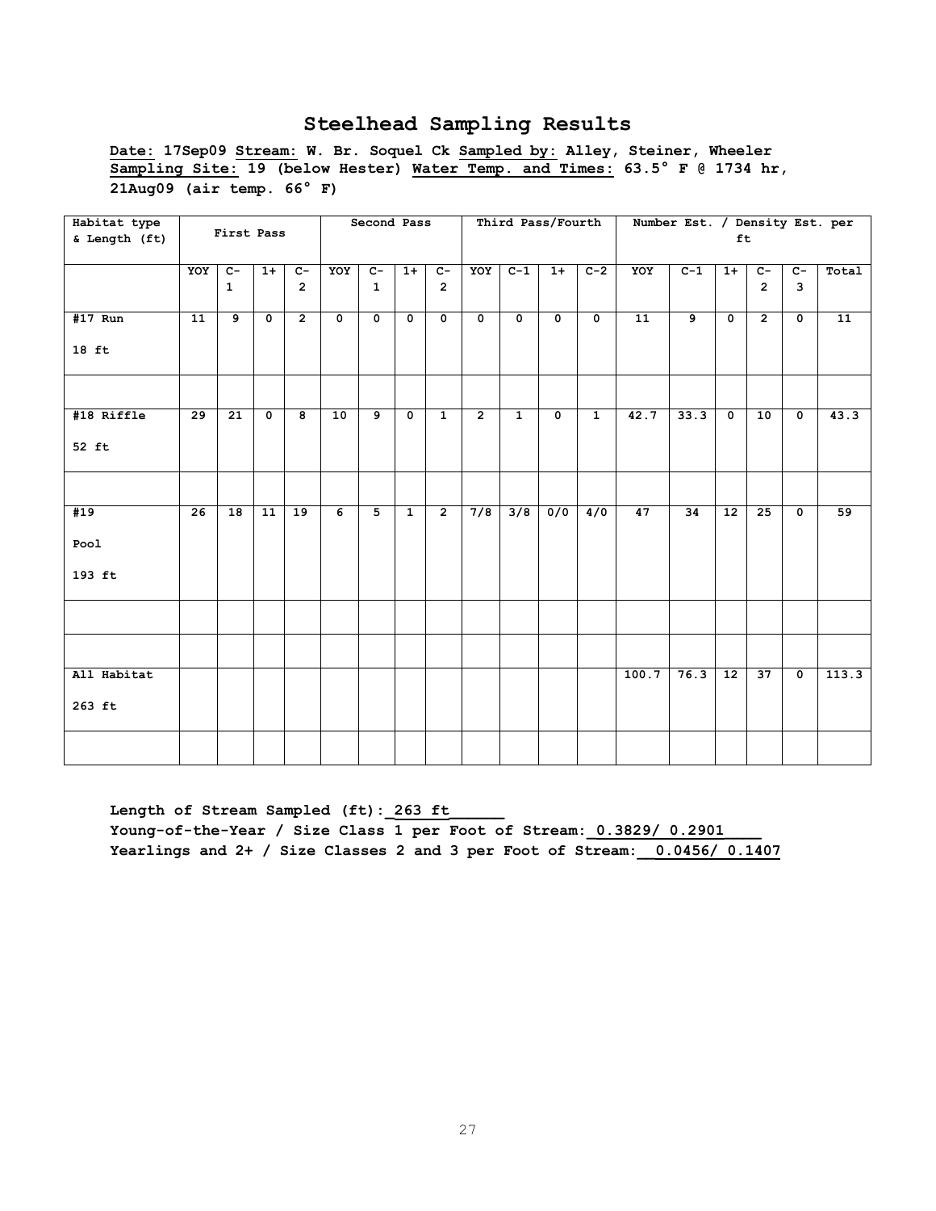# Steelhead Sampling Results

**Date: 17Sep09 Stream: W. Br. Soquel Ck Sampled by: Alley, Steiner, Wheeler**
**Sampling Site: 19 (below Hester) Water Temp. and Times: 63.5° F @ 1734 hr, 21Aug09 (air temp. 66° F)**

| Habitat type & Length (ft) | First Pass | | | | Second Pass | | | | Third Pass/Fourth | | | | Number Est. / Density Est. per ft | | | | | |
|---|---|---|---|---|---|---|---|---|---|---|---|---|---|---|---|---|---|---|
| | YOY | C-1 | 1+ | C-2 | YOY | C-1 | 1+ | C-2 | YOY | C-1 | 1+ | C-2 | YOY | C-1 | 1+ | C-2 | C-3 | Total |
| #17 Run 18 ft | 11 | 9 | 0 | 2 | 0 | 0 | 0 | 0 | 0 | 0 | 0 | 0 | 11 | 9 | 0 | 2 | 0 | 11 |
| | | | | | | | | | | | | | | | | | | |
| #18 Riffle 52 ft | 29 | 21 | 0 | 8 | 10 | 9 | 0 | 1 | 2 | 1 | 0 | 1 | 42.7 | 33.3 | 0 | 10 | 0 | 43.3 |
| | | | | | | | | | | | | | | | | | | |
| #19 Pool 193 ft | 26 | 18 | 11 | 19 | 6 | 5 | 1 | 2 | 7/8 | 3/8 | 0/0 | 4/0 | 47 | 34 | 12 | 25 | 0 | 59 |
| | | | | | | | | | | | | | | | | | | |
| | | | | | | | | | | | | | | | | | | |
| All Habitat 263 ft | | | | | | | | | | | | | 100.7 | 76.3 | 12 | 37 | 0 | 113.3 |
| | | | | | | | | | | | | | | | | | | |

**Length of Stream Sampled (ft): 263 ft**
**Young-of-the-Year / Size Class 1 per Foot of Stream: 0.3829/ 0.2901**
**Yearlings and 2+ / Size Classes 2 and 3 per Foot of Stream: 0.0456/ 0.1407**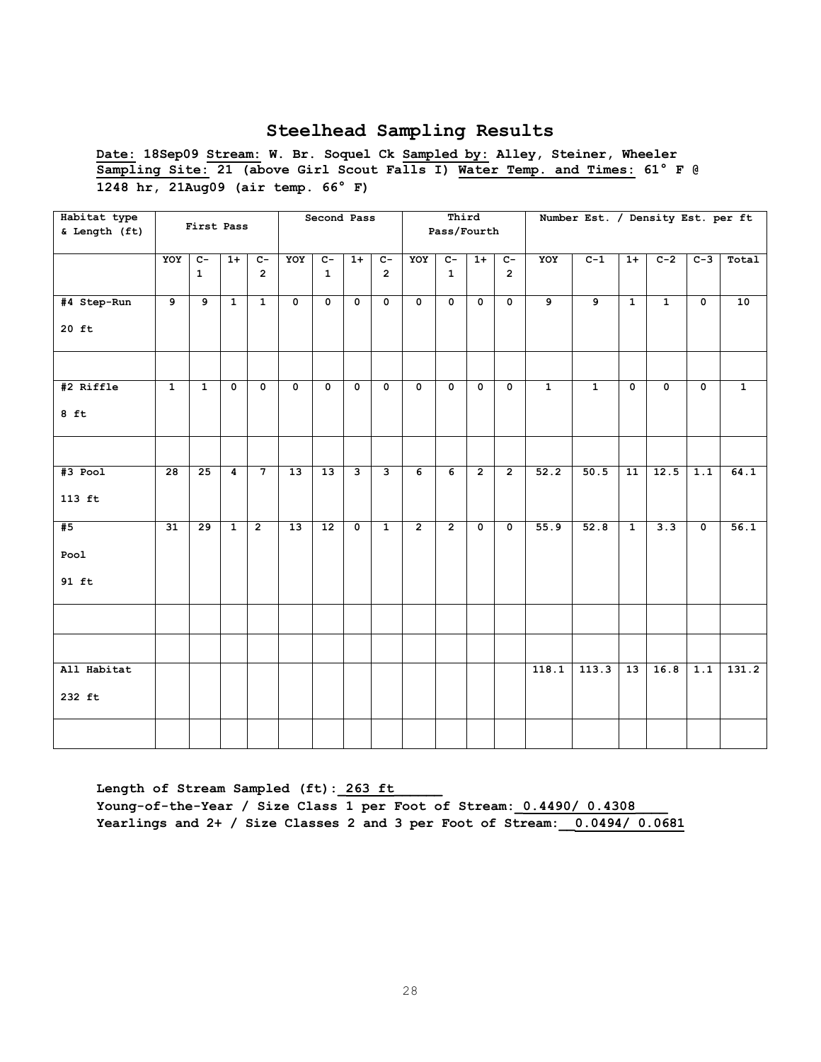## Steelhead Sampling Results

**Date: 18Sep09 Stream: W. Br. Soquel Ck Sampled by: Alley, Steiner, Wheeler**
**Sampling Site: 21 (above Girl Scout Falls I) Water Temp. and Times: 61° F @ 1248 hr, 21Aug09 (air temp. 66° F)**

| Habitat type & Length (ft) | First Pass | | | | Second Pass | | | | Third Pass/Fourth | | | | Number Est. / Density Est. per ft | | | | | |
|---|---|---|---|---|---|---|---|---|---|---|---|---|---|---|---|---|---|---|
| | YOY | C-1 | 1+ | C-2 | YOY | C-1 | 1+ | C-2 | YOY | C-1 | 1+ | C-2 | YOY | C-1 | 1+ | C-2 | C-3 | Total |
| #4 Step-Run 20 ft | 9 | 9 | 1 | 1 | 0 | 0 | 0 | 0 | 0 | 0 | 0 | 0 | 9 | 9 | 1 | 1 | 0 | 10 |
| | | | | | | | | | | | | | | | | | | |
| #2 Riffle 8 ft | 1 | 1 | 0 | 0 | 0 | 0 | 0 | 0 | 0 | 0 | 0 | 0 | 1 | 1 | 0 | 0 | 0 | 1 |
| | | | | | | | | | | | | | | | | | | |
| #3 Pool 113 ft | 28 | 25 | 4 | 7 | 13 | 13 | 3 | 3 | 6 | 6 | 2 | 2 | 52.2 | 50.5 | 11 | 12.5 | 1.1 | 64.1 |
| #5 Pool 91 ft | 31 | 29 | 1 | 2 | 13 | 12 | 0 | 1 | 2 | 2 | 0 | 0 | 55.9 | 52.8 | 1 | 3.3 | 0 | 56.1 |
| | | | | | | | | | | | | | | | | | | |
| | | | | | | | | | | | | | | | | | | |
| All Habitat 232 ft | | | | | | | | | | | | | 118.1 | 113.3 | 13 | 16.8 | 1.1 | 131.2 |
| | | | | | | | | | | | | | | | | | | |

**Length of Stream Sampled (ft): 263 ft**
**Young-of-the-Year / Size Class 1 per Foot of Stream: 0.4490/ 0.4308**
**Yearlings and 2+ / Size Classes 2 and 3 per Foot of Stream: 0.0494/ 0.0681**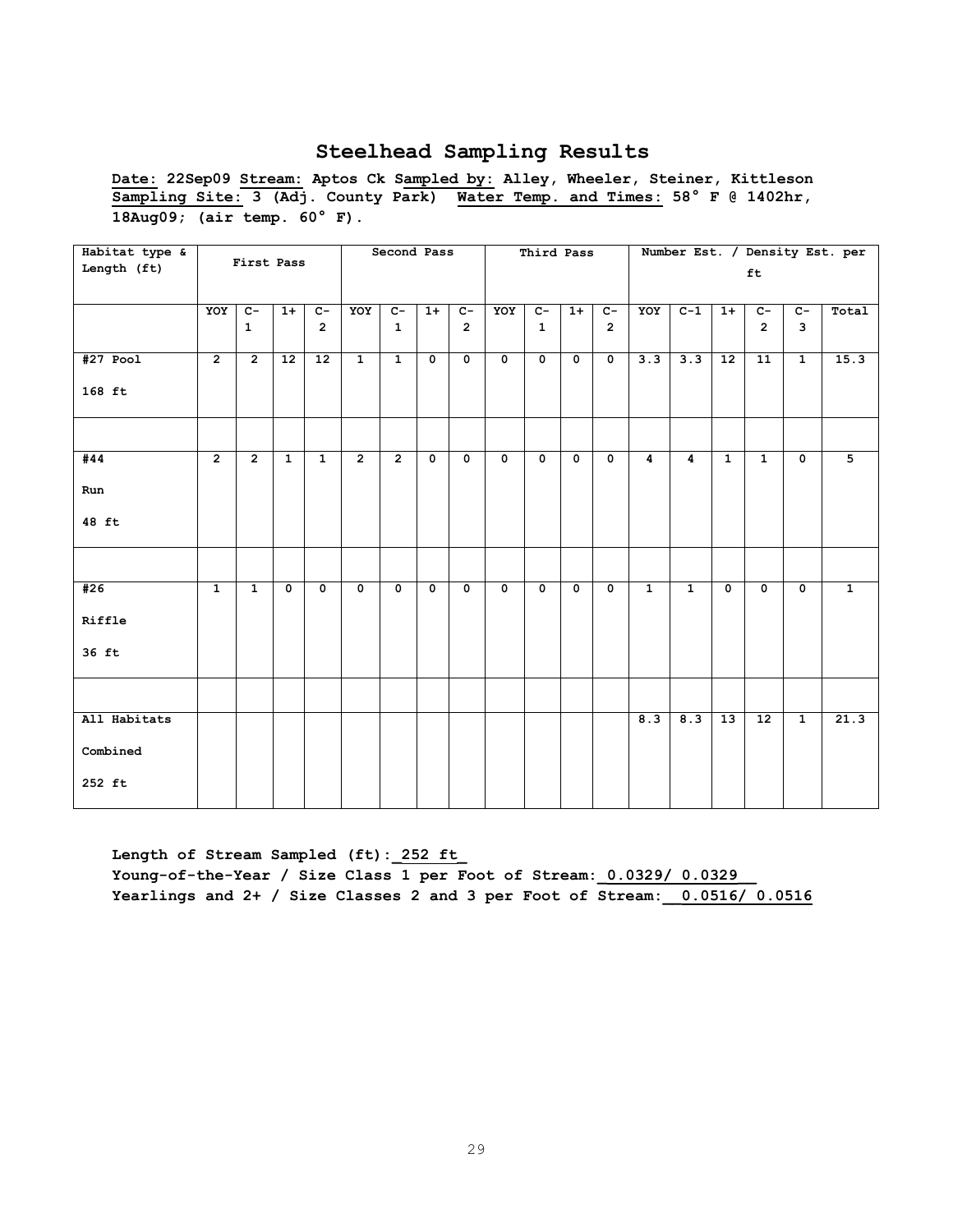# Steelhead Sampling Results

**Date: 22Sep09 Stream: Aptos Ck Sampled by: Alley, Wheeler, Steiner, Kittleson Sampling Site: 3 (Adj. County Park) Water Temp. and Times: 58° F @ 1402hr, 18Aug09; (air temp. 60° F).**

| Habitat type & Length (ft) | First Pass | | | | Second Pass | | | | Third Pass | | | | Number Est. / Density Est. per ft | | | | | |
|---|---|---|---|---|---|---|---|---|---|---|---|---|---|---|---|---|---|---|
| | YOY | C-1 | 1+ | C-2 | YOY | C-1 | 1+ | C-2 | YOY | C-1 | 1+ | C-2 | YOY | C-1 | 1+ | C-2 | C-3 | Total |
| #27 Pool 168 ft | 2 | 2 | 12 | 12 | 1 | 1 | 0 | 0 | 0 | 0 | 0 | 0 | 3.3 | 3.3 | 12 | 11 | 1 | 15.3 |
| | | | | | | | | | | | | | | | | | | |
| #44 Run 48 ft | 2 | 2 | 1 | 1 | 2 | 2 | 0 | 0 | 0 | 0 | 0 | 0 | 4 | 4 | 1 | 1 | 0 | 5 |
| | | | | | | | | | | | | | | | | | | |
| #26 Riffle 36 ft | 1 | 1 | 0 | 0 | 0 | 0 | 0 | 0 | 0 | 0 | 0 | 0 | 1 | 1 | 0 | 0 | 0 | 1 |
| | | | | | | | | | | | | | | | | | | |
| All Habitats Combined 252 ft | | | | | | | | | | | | | 8.3 | 8.3 | 13 | 12 | 1 | 21.3 |

**Length of Stream Sampled (ft): 252 ft**
**Young-of-the-Year / Size Class 1 per Foot of Stream: 0.0329/ 0.0329**
**Yearlings and 2+ / Size Classes 2 and 3 per Foot of Stream: 0.0516/ 0.0516**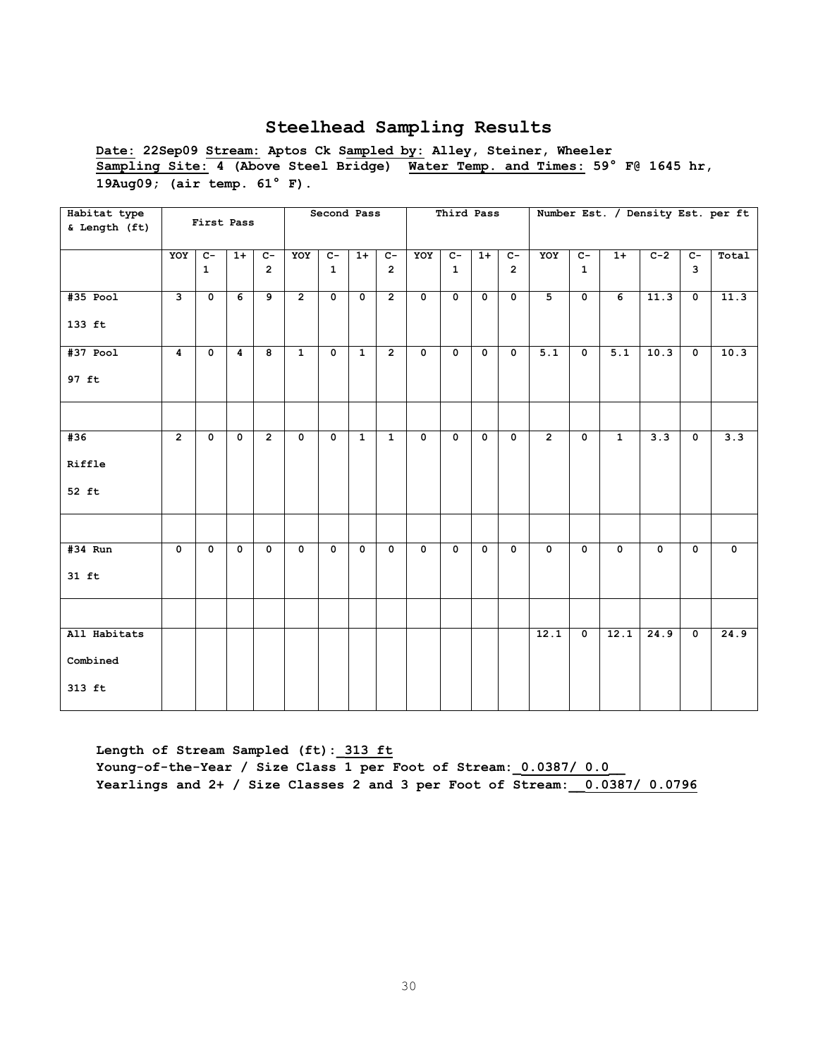## Steelhead Sampling Results

**Date: 22Sep09 Stream: Aptos Ck Sampled by: Alley, Steiner, Wheeler**
**Sampling Site: 4 (Above Steel Bridge) Water Temp. and Times: 59° F@ 1645 hr, 19Aug09; (air temp. 61° F).**

| Habitat type & Length (ft) | First Pass | | | | Second Pass | | | | Third Pass | | | | Number Est. / Density Est. per ft | | | | | |
|---|---|---|---|---|---|---|---|---|---|---|---|---|---|---|---|---|---|---|
| | YOY | C-1 | 1+ | C-2 | YOY | C-1 | 1+ | C-2 | YOY | C-1 | 1+ | C-2 | YOY | C-1 | 1+ | C-2 | C-3 | Total |
| #35 Pool 133 ft | 3 | 0 | 6 | 9 | 2 | 0 | 0 | 2 | 0 | 0 | 0 | 0 | 5 | 0 | 6 | 11.3 | 0 | 11.3 |
| #37 Pool 97 ft | 4 | 0 | 4 | 8 | 1 | 0 | 1 | 2 | 0 | 0 | 0 | 0 | 5.1 | 0 | 5.1 | 10.3 | 0 | 10.3 |
| | | | | | | | | | | | | | | | | | | |
| #36 Riffle 52 ft | 2 | 0 | 0 | 2 | 0 | 0 | 1 | 1 | 0 | 0 | 0 | 0 | 2 | 0 | 1 | 3.3 | 0 | 3.3 |
| | | | | | | | | | | | | | | | | | | |
| #34 Run 31 ft | 0 | 0 | 0 | 0 | 0 | 0 | 0 | 0 | 0 | 0 | 0 | 0 | 0 | 0 | 0 | 0 | 0 | 0 |
| | | | | | | | | | | | | | | | | | | |
| All Habitats Combined 313 ft | | | | | | | | | | | | | 12.1 | 0 | 12.1 | 24.9 | 0 | 24.9 |

**Length of Stream Sampled (ft): 313 ft**
**Young-of-the-Year / Size Class 1 per Foot of Stream: 0.0387/ 0.0**
**Yearlings and 2+ / Size Classes 2 and 3 per Foot of Stream: 0.0387/ 0.0796**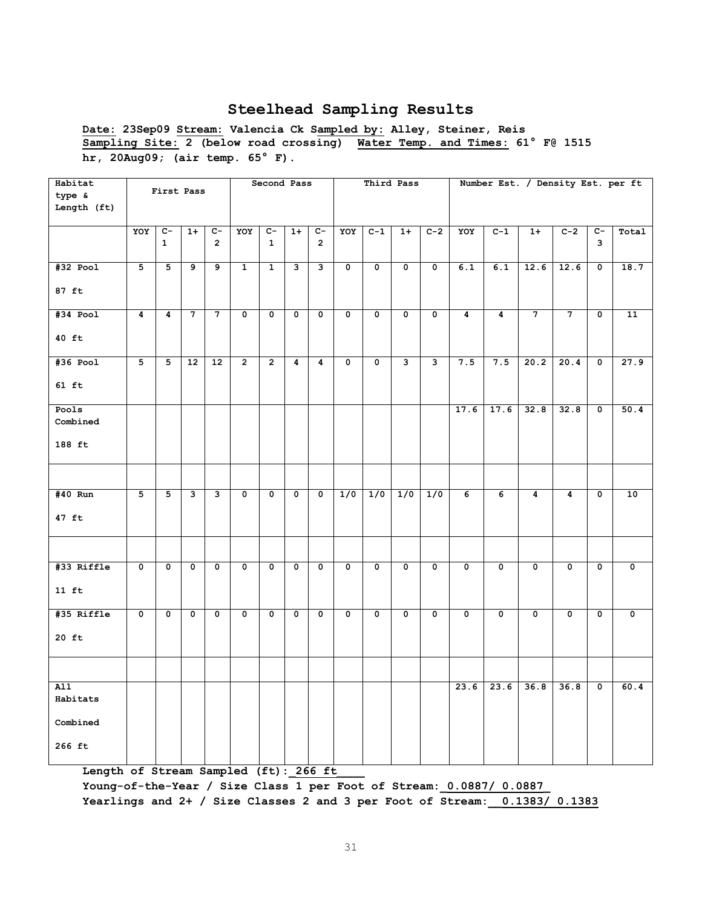# Steelhead Sampling Results

**Date:** **23Sep09** **Stream:** **Valencia Ck** **Sampled by:** **Alley, Steiner, Reis**
**Sampling Site:** **2 (below road crossing)** **Water Temp. and Times:** **61° F@ 1515 hr, 20Aug09; (air temp. 65° F).**

| Habitat type & Length (ft) | First Pass | | | | Second Pass | | | | Third Pass | | | | Number Est. / Density Est. per ft | | | | | |
|---|---|---|---|---|---|---|---|---|---|---|---|---|---|---|---|---|---|---|
| | YOY | C-1 | 1+ | C-2 | YOY | C-1 | 1+ | C-2 | YOY | C-1 | 1+ | C-2 | YOY | C-1 | 1+ | C-2 | C-3 | Total |
| #32 Pool 87 ft | 5 | 5 | 9 | 9 | 1 | 1 | 3 | 3 | 0 | 0 | 0 | 0 | 6.1 | 6.1 | 12.6 | 12.6 | 0 | 18.7 |
| #34 Pool 40 ft | 4 | 4 | 7 | 7 | 0 | 0 | 0 | 0 | 0 | 0 | 0 | 0 | 4 | 4 | 7 | 7 | 0 | 11 |
| #36 Pool 61 ft | 5 | 5 | 12 | 12 | 2 | 2 | 4 | 4 | 0 | 0 | 3 | 3 | 7.5 | 7.5 | 20.2 | 20.4 | 0 | 27.9 |
| Pools Combined 188 ft | | | | | | | | | | | | | 17.6 | 17.6 | 32.8 | 32.8 | 0 | 50.4 |
| | | | | | | | | | | | | | | | | | | |
| #40 Run 47 ft | 5 | 5 | 3 | 3 | 0 | 0 | 0 | 0 | 1/0 | 1/0 | 1/0 | 1/0 | 6 | 6 | 4 | 4 | 0 | 10 |
| | | | | | | | | | | | | | | | | | | |
| #33 Riffle 11 ft | 0 | 0 | 0 | 0 | 0 | 0 | 0 | 0 | 0 | 0 | 0 | 0 | 0 | 0 | 0 | 0 | 0 | 0 |
| #35 Riffle 20 ft | 0 | 0 | 0 | 0 | 0 | 0 | 0 | 0 | 0 | 0 | 0 | 0 | 0 | 0 | 0 | 0 | 0 | 0 |
| | | | | | | | | | | | | | | | | | | |
| All Habitats Combined 266 ft | | | | | | | | | | | | | 23.6 | 23.6 | 36.8 | 36.8 | 0 | 60.4 |

**Length of Stream Sampled (ft):** **266 ft**
**Young-of-the-Year / Size Class 1 per Foot of Stream:** **0.0887/ 0.0887**
**Yearlings and 2+ / Size Classes 2 and 3 per Foot of Stream:** **0.1383/ 0.1383**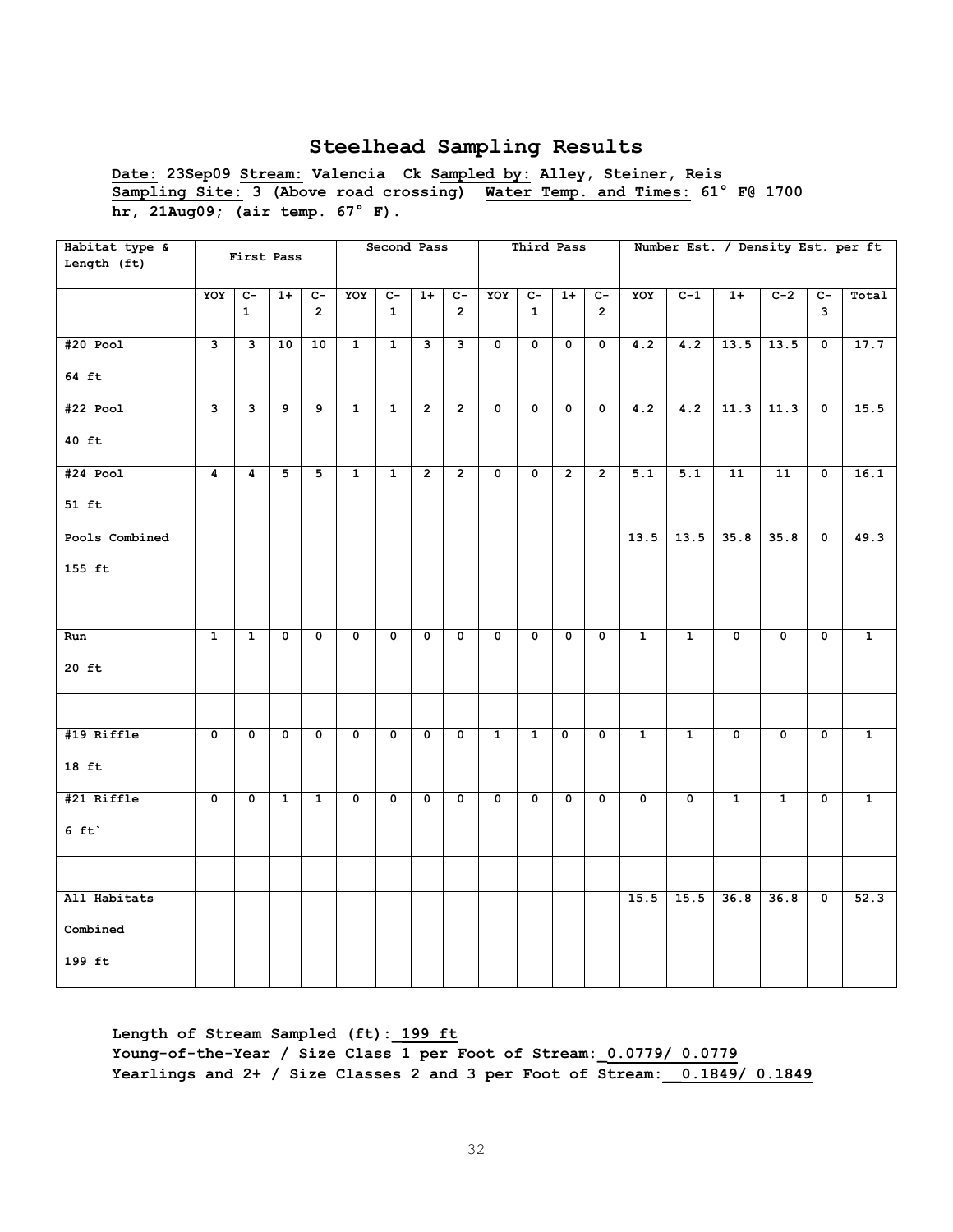# Steelhead Sampling Results

**Date:** 23Sep09 **Stream:** Valencia Ck **Sampled by:** Alley, Steiner, Reis
**Sampling Site:** 3 (Above road crossing) **Water Temp. and Times:** 61° F@ 1700 hr, 21Aug09; (air temp. 67° F).

| Habitat type & Length (ft) | First Pass | | | | Second Pass | | | | Third Pass | | | | Number Est. / Density Est. per ft | | | | | |
|---|---|---|---|---|---|---|---|---|---|---|---|---|---|---|---|---|---|---|
| | YOY | C-1 | 1+ | C-2 | YOY | C-1 | 1+ | C-2 | YOY | C-1 | 1+ | C-2 | YOY | C-1 | 1+ | C-2 | C-3 | Total |
| #20 Pool 64 ft | 3 | 3 | 10 | 10 | 1 | 1 | 3 | 3 | 0 | 0 | 0 | 0 | 4.2 | 4.2 | 13.5 | 13.5 | 0 | 17.7 |
| #22 Pool 40 ft | 3 | 3 | 9 | 9 | 1 | 1 | 2 | 2 | 0 | 0 | 0 | 0 | 4.2 | 4.2 | 11.3 | 11.3 | 0 | 15.5 |
| #24 Pool 51 ft | 4 | 4 | 5 | 5 | 1 | 1 | 2 | 2 | 0 | 0 | 2 | 2 | 5.1 | 5.1 | 11 | 11 | 0 | 16.1 |
| Pools Combined 155 ft | | | | | | | | | | | | | 13.5 | 13.5 | 35.8 | 35.8 | 0 | 49.3 |
| | | | | | | | | | | | | | | | | | | |
| Run 20 ft | 1 | 1 | 0 | 0 | 0 | 0 | 0 | 0 | 0 | 0 | 0 | 0 | 1 | 1 | 0 | 0 | 0 | 1 |
| | | | | | | | | | | | | | | | | | | |
| #19 Riffle 18 ft | 0 | 0 | 0 | 0 | 0 | 0 | 0 | 0 | 1 | 1 | 0 | 0 | 1 | 1 | 0 | 0 | 0 | 1 |
| #21 Riffle 6 ft` | 0 | 0 | 1 | 1 | 0 | 0 | 0 | 0 | 0 | 0 | 0 | 0 | 0 | 0 | 1 | 1 | 0 | 1 |
| | | | | | | | | | | | | | | | | | | |
| All Habitats Combined 199 ft | | | | | | | | | | | | | 15.5 | 15.5 | 36.8 | 36.8 | 0 | 52.3 |

**Length of Stream Sampled (ft): 199 ft**
**Young-of-the-Year / Size Class 1 per Foot of Stream: 0.0779/ 0.0779**
**Yearlings and 2+ / Size Classes 2 and 3 per Foot of Stream: 0.1849/ 0.1849**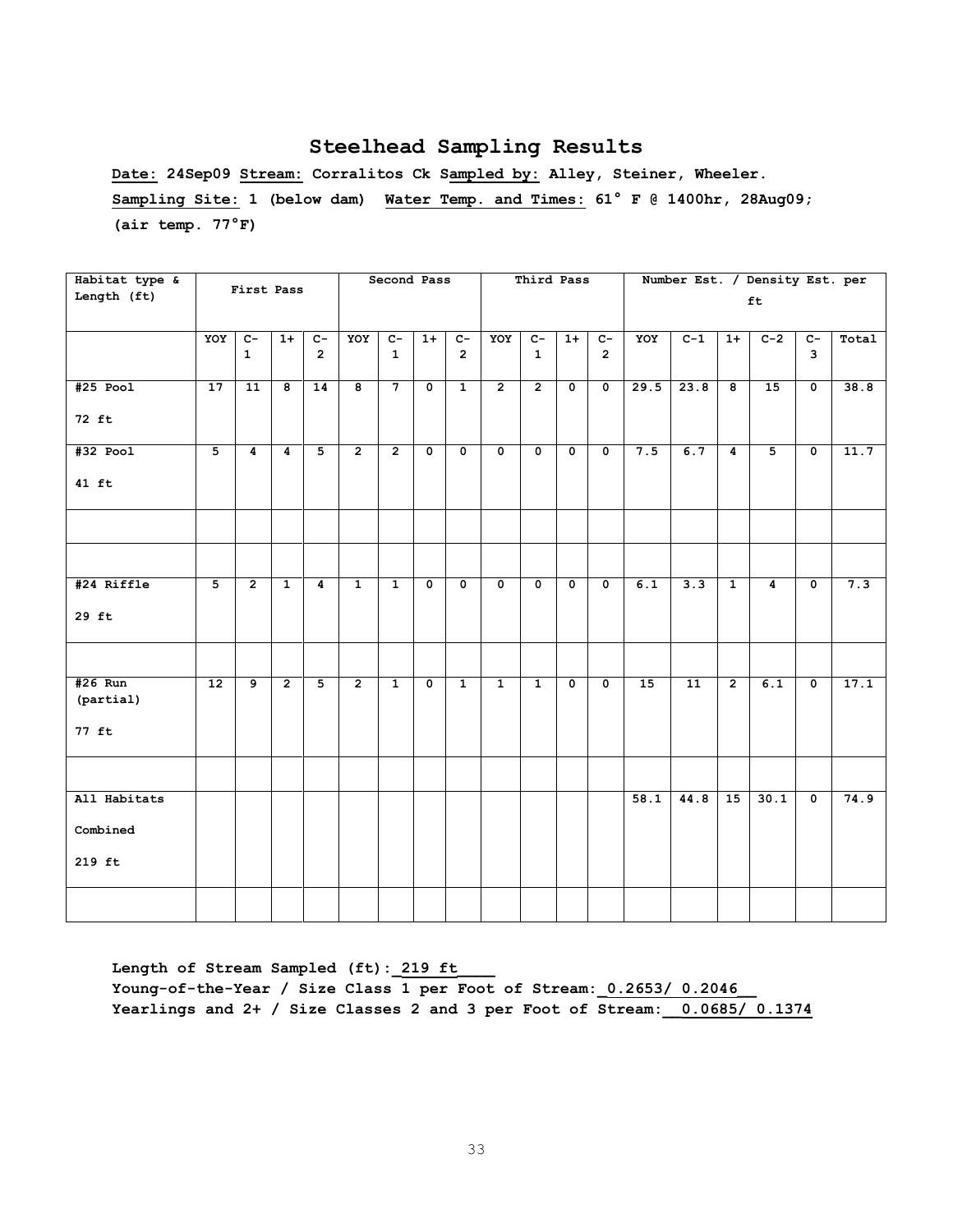# Steelhead Sampling Results

**Date:** 24Sep09 **Stream:** Corralitos Ck **Sampled by:** Alley, Steiner, Wheeler.

**Sampling Site:** 1 (below dam) **Water Temp. and Times:** 61° F @ 1400hr, 28Aug09; (air temp. 77°F)

| Habitat type & Length (ft) | First Pass | | | | Second Pass | | | | Third Pass | | | | Number Est. / Density Est. per ft | | | | | |
|---|---|---|---|---|---|---|---|---|---|---|---|---|---|---|---|---|---|---|
| | YOY | C-1 | 1+ | C-2 | YOY | C-1 | 1+ | C-2 | YOY | C-1 | 1+ | C-2 | YOY | C-1 | 1+ | C-2 | C-3 | Total |
| #25 Pool 72 ft | 17 | 11 | 8 | 14 | 8 | 7 | 0 | 1 | 2 | 2 | 0 | 0 | 29.5 | 23.8 | 8 | 15 | 0 | 38.8 |
| #32 Pool 41 ft | 5 | 4 | 4 | 5 | 2 | 2 | 0 | 0 | 0 | 0 | 0 | 0 | 7.5 | 6.7 | 4 | 5 | 0 | 11.7 |
| | | | | | | | | | | | | | | | | | | |
| | | | | | | | | | | | | | | | | | | |
| #24 Riffle 29 ft | 5 | 2 | 1 | 4 | 1 | 1 | 0 | 0 | 0 | 0 | 0 | 0 | 6.1 | 3.3 | 1 | 4 | 0 | 7.3 |
| | | | | | | | | | | | | | | | | | | |
| #26 Run (partial) 77 ft | 12 | 9 | 2 | 5 | 2 | 1 | 0 | 1 | 1 | 1 | 0 | 0 | 15 | 11 | 2 | 6.1 | 0 | 17.1 |
| | | | | | | | | | | | | | | | | | | |
| All Habitats Combined 219 ft | | | | | | | | | | | | | 58.1 | 44.8 | 15 | 30.1 | 0 | 74.9 |
| | | | | | | | | | | | | | | | | | | |

**Length of Stream Sampled (ft): 219 ft**

**Young-of-the-Year / Size Class 1 per Foot of Stream: 0.2653/ 0.2046**

**Yearlings and 2+ / Size Classes 2 and 3 per Foot of Stream: 0.0685/ 0.1374**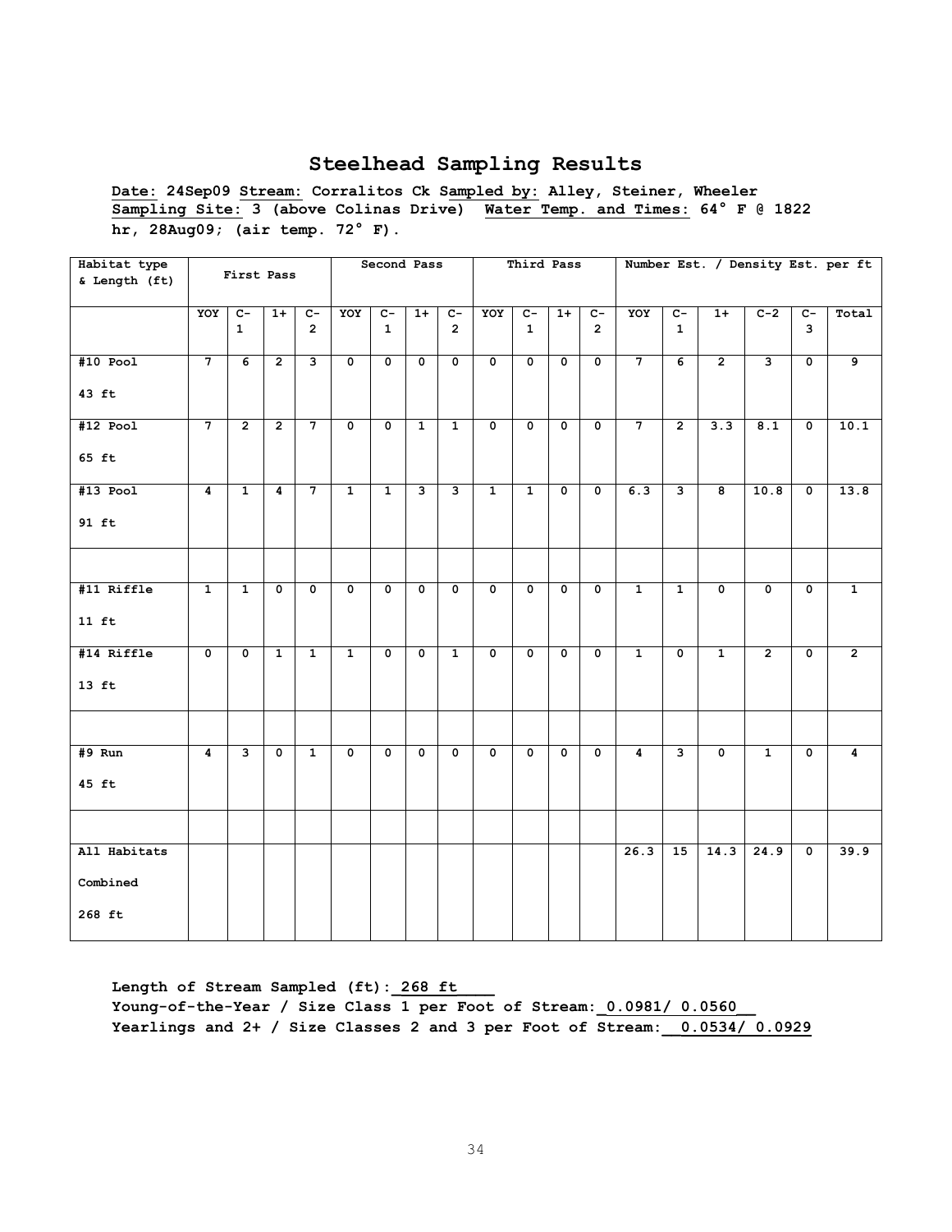# Steelhead Sampling Results

**Date: 24Sep09 Stream: Corralitos Ck Sampled by: Alley, Steiner, Wheeler**
**Sampling Site: 3 (above Colinas Drive) Water Temp. and Times: 64° F @ 1822 hr, 28Aug09; (air temp. 72° F).**

| Habitat type & Length (ft) | First Pass | | | | Second Pass | | | | Third Pass | | | | Number Est. / Density Est. per ft | | | | | |
|---|---|---|---|---|---|---|---|---|---|---|---|---|---|---|---|---|---|---|
| | YOY | C-1 | 1+ | C-2 | YOY | C-1 | 1+ | C-2 | YOY | C-1 | 1+ | C-2 | YOY | C-1 | 1+ | C-2 | C-3 | Total |
| #10 Pool 43 ft | 7 | 6 | 2 | 3 | 0 | 0 | 0 | 0 | 0 | 0 | 0 | 0 | 7 | 6 | 2 | 3 | 0 | 9 |
| #12 Pool 65 ft | 7 | 2 | 2 | 7 | 0 | 0 | 1 | 1 | 0 | 0 | 0 | 0 | 7 | 2 | 3.3 | 8.1 | 0 | 10.1 |
| #13 Pool 91 ft | 4 | 1 | 4 | 7 | 1 | 1 | 3 | 3 | 1 | 1 | 0 | 0 | 6.3 | 3 | 8 | 10.8 | 0 | 13.8 |
| | | | | | | | | | | | | | | | | | | |
| #11 Riffle 11 ft | 1 | 1 | 0 | 0 | 0 | 0 | 0 | 0 | 0 | 0 | 0 | 0 | 1 | 1 | 0 | 0 | 0 | 1 |
| #14 Riffle 13 ft | 0 | 0 | 1 | 1 | 1 | 0 | 0 | 1 | 0 | 0 | 0 | 0 | 1 | 0 | 1 | 2 | 0 | 2 |
| | | | | | | | | | | | | | | | | | | |
| #9 Run 45 ft | 4 | 3 | 0 | 1 | 0 | 0 | 0 | 0 | 0 | 0 | 0 | 0 | 4 | 3 | 0 | 1 | 0 | 4 |
| | | | | | | | | | | | | | | | | | | |
| All Habitats Combined 268 ft | | | | | | | | | | | | | 26.3 | 15 | 14.3 | 24.9 | 0 | 39.9 |

**Length of Stream Sampled (ft): 268 ft**
**Young-of-the-Year / Size Class 1 per Foot of Stream: 0.0981/ 0.0560**
**Yearlings and 2+ / Size Classes 2 and 3 per Foot of Stream: 0.0534/ 0.0929**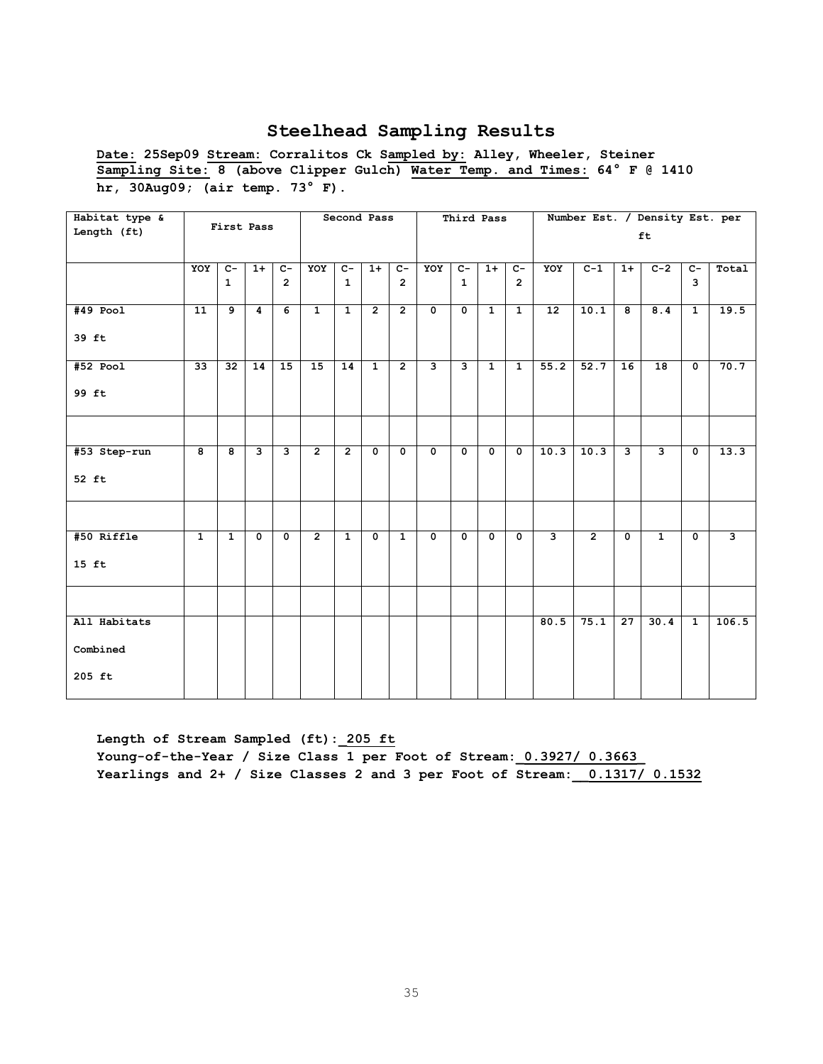## Steelhead Sampling Results

**Date: 25Sep09 Stream: Corralitos Ck Sampled by: Alley, Wheeler, Steiner Sampling Site: 8 (above Clipper Gulch) Water Temp. and Times: 64° F @ 1410 hr, 30Aug09; (air temp. 73° F).**

| Habitat type & Length (ft) | First Pass | | | | Second Pass | | | | Third Pass | | | | Number Est. / Density Est. per ft | | | | | |
|---|---|---|---|---|---|---|---|---|---|---|---|---|---|---|---|---|---|---|
| | YOY | C-1 | 1+ | C-2 | YOY | C-1 | 1+ | C-2 | YOY | C-1 | 1+ | C-2 | YOY | C-1 | 1+ | C-2 | C-3 | Total |
| #49 Pool 39 ft | 11 | 9 | 4 | 6 | 1 | 1 | 2 | 2 | 0 | 0 | 1 | 1 | 12 | 10.1 | 8 | 8.4 | 1 | 19.5 |
| #52 Pool 99 ft | 33 | 32 | 14 | 15 | 15 | 14 | 1 | 2 | 3 | 3 | 1 | 1 | 55.2 | 52.7 | 16 | 18 | 0 | 70.7 |
| | | | | | | | | | | | | | | | | | | |
| #53 Step-run 52 ft | 8 | 8 | 3 | 3 | 2 | 2 | 0 | 0 | 0 | 0 | 0 | 0 | 10.3 | 10.3 | 3 | 3 | 0 | 13.3 |
| | | | | | | | | | | | | | | | | | | |
| #50 Riffle 15 ft | 1 | 1 | 0 | 0 | 2 | 1 | 0 | 1 | 0 | 0 | 0 | 0 | 3 | 2 | 0 | 1 | 0 | 3 |
| | | | | | | | | | | | | | | | | | | |
| All Habitats Combined 205 ft | | | | | | | | | | | | | 80.5 | 75.1 | 27 | 30.4 | 1 | 106.5 |

**Length of Stream Sampled (ft): 205 ft**
**Young-of-the-Year / Size Class 1 per Foot of Stream: 0.3927/ 0.3663**
**Yearlings and 2+ / Size Classes 2 and 3 per Foot of Stream: 0.1317/ 0.1532**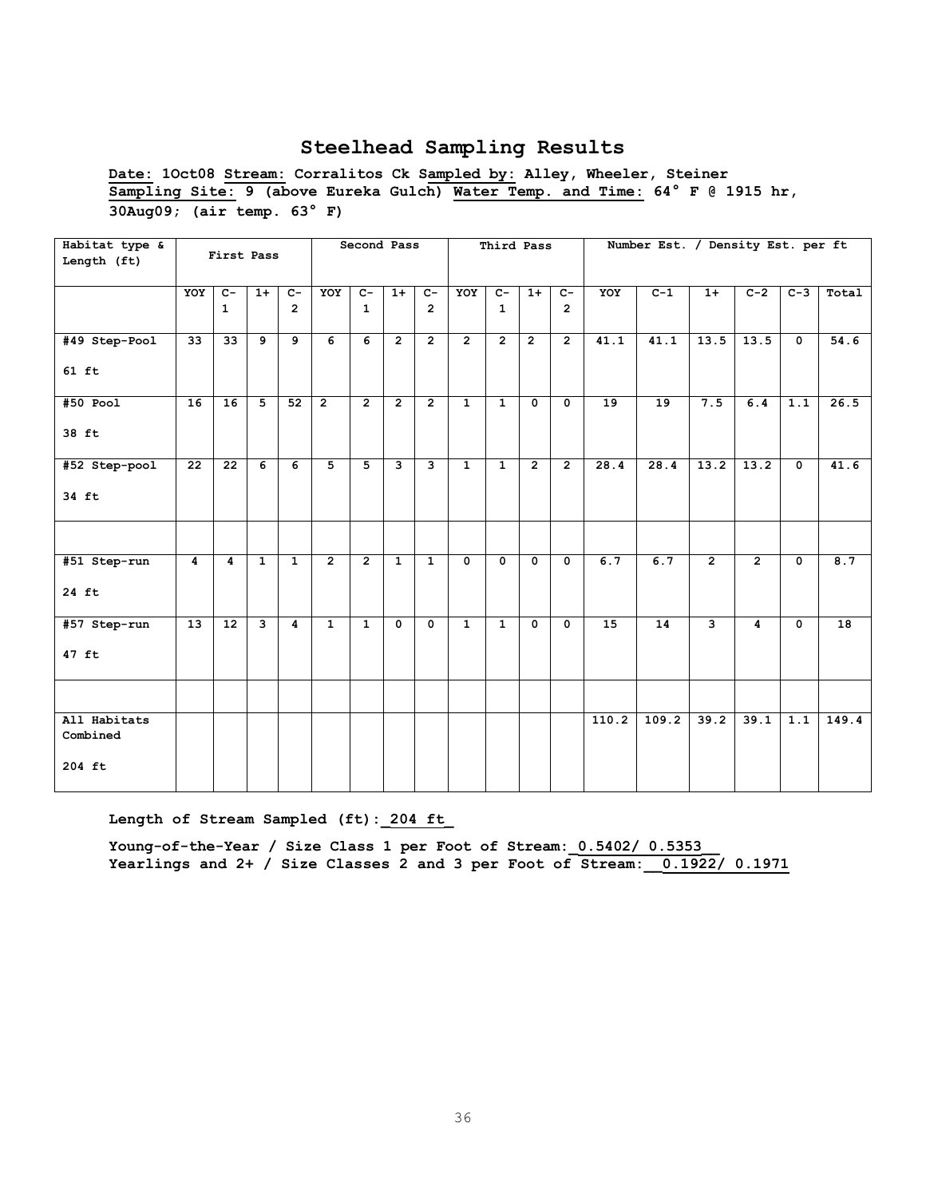# Steelhead Sampling Results

**Date: 1Oct08 Stream: Corralitos Ck Sampled by: Alley, Wheeler, Steiner**
**Sampling Site: 9 (above Eureka Gulch) Water Temp. and Time: 64° F @ 1915 hr, 30Aug09; (air temp. 63° F)**

| Habitat type & Length (ft) | First Pass | | | | Second Pass | | | | Third Pass | | | | Number Est. / Density Est. per ft | | | | | |
|---|---|---|---|---|---|---|---|---|---|---|---|---|---|---|---|---|---|---|
| | YOY | C-1 | 1+ | C-2 | YOY | C-1 | 1+ | C-2 | YOY | C-1 | 1+ | C-2 | YOY | C-1 | 1+ | C-2 | C-3 | Total |
| #49 Step-Pool 61 ft | 33 | 33 | 9 | 9 | 6 | 6 | 2 | 2 | 2 | 2 | 2 | 2 | 41.1 | 41.1 | 13.5 | 13.5 | 0 | 54.6 |
| #50 Pool 38 ft | 16 | 16 | 5 | 52 | 2 | 2 | 2 | 2 | 1 | 1 | 0 | 0 | 19 | 19 | 7.5 | 6.4 | 1.1 | 26.5 |
| #52 Step-pool 34 ft | 22 | 22 | 6 | 6 | 5 | 5 | 3 | 3 | 1 | 1 | 2 | 2 | 28.4 | 28.4 | 13.2 | 13.2 | 0 | 41.6 |
| | | | | | | | | | | | | | | | | | | |
| #51 Step-run 24 ft | 4 | 4 | 1 | 1 | 2 | 2 | 1 | 1 | 0 | 0 | 0 | 0 | 6.7 | 6.7 | 2 | 2 | 0 | 8.7 |
| #57 Step-run 47 ft | 13 | 12 | 3 | 4 | 1 | 1 | 0 | 0 | 1 | 1 | 0 | 0 | 15 | 14 | 3 | 4 | 0 | 18 |
| | | | | | | | | | | | | | | | | | | |
| All Habitats Combined 204 ft | | | | | | | | | | | | | 110.2 | 109.2 | 39.2 | 39.1 | 1.1 | 149.4 |

**Length of Stream Sampled (ft): 204 ft**

**Young-of-the-Year / Size Class 1 per Foot of Stream: 0.5402/ 0.5353**
**Yearlings and 2+ / Size Classes 2 and 3 per Foot of Stream: 0.1922/ 0.1971**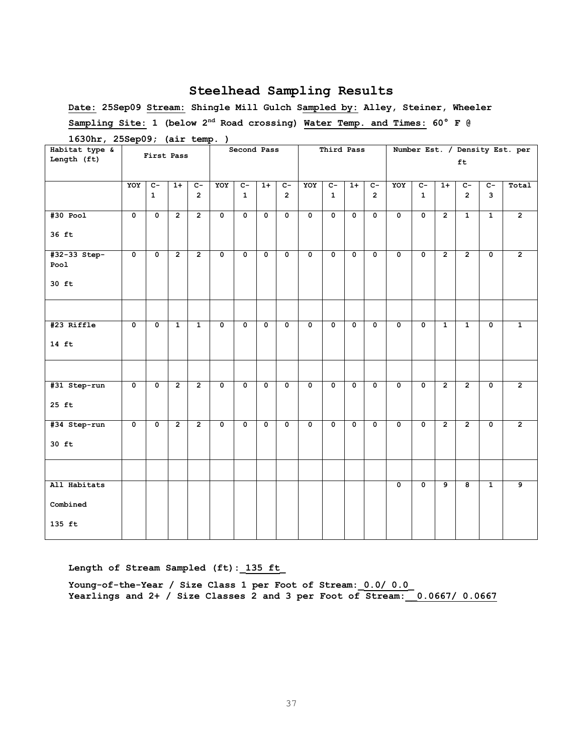# Steelhead Sampling Results

**Date:** 25Sep09 **Stream:** Shingle Mill Gulch **Sampled by:** Alley, Steiner, Wheeler

**Sampling Site:** 1 (below 2nd Road crossing) **Water Temp. and Times:** 60° F @ 1630hr, 25Sep09; (air temp. )

| Habitat type & Length (ft) | First Pass | | | | Second Pass | | | | Third Pass | | | | Number Est. / Density Est. per ft | | | | | |
|---|---|---|---|---|---|---|---|---|---|---|---|---|---|---|---|---|---|---|
| | YOY | C-1 | 1+ | C-2 | YOY | C-1 | 1+ | C-2 | YOY | C-1 | 1+ | C-2 | YOY | C-1 | 1+ | C-2 | C-3 | Total |
| #30 Pool 36 ft | 0 | 0 | 2 | 2 | 0 | 0 | 0 | 0 | 0 | 0 | 0 | 0 | 0 | 0 | 2 | 1 | 1 | 2 |
| #32-33 Step-Pool 30 ft | 0 | 0 | 2 | 2 | 0 | 0 | 0 | 0 | 0 | 0 | 0 | 0 | 0 | 0 | 2 | 2 | 0 | 2 |
| | | | | | | | | | | | | | | | | | | |
| #23 Riffle 14 ft | 0 | 0 | 1 | 1 | 0 | 0 | 0 | 0 | 0 | 0 | 0 | 0 | 0 | 0 | 1 | 1 | 0 | 1 |
| | | | | | | | | | | | | | | | | | | |
| #31 Step-run 25 ft | 0 | 0 | 2 | 2 | 0 | 0 | 0 | 0 | 0 | 0 | 0 | 0 | 0 | 0 | 2 | 2 | 0 | 2 |
| #34 Step-run 30 ft | 0 | 0 | 2 | 2 | 0 | 0 | 0 | 0 | 0 | 0 | 0 | 0 | 0 | 0 | 2 | 2 | 0 | 2 |
| | | | | | | | | | | | | | | | | | | |
| All Habitats Combined 135 ft | | | | | | | | | | | | | 0 | 0 | 9 | 8 | 1 | 9 |

**Length of Stream Sampled (ft):** 135 ft

**Young-of-the-Year / Size Class 1 per Foot of Stream:** 0.0/ 0.0

**Yearlings and 2+ / Size Classes 2 and 3 per Foot of Stream:** 0.0667/ 0.0667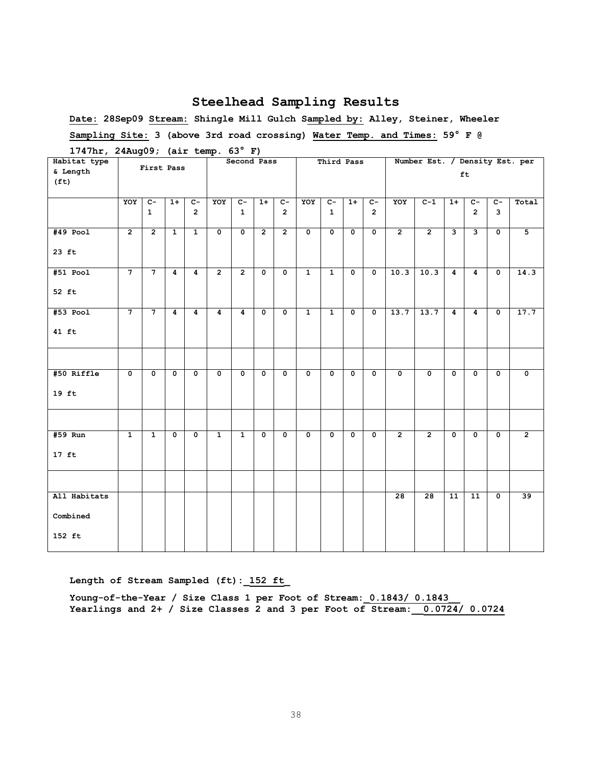# Steelhead Sampling Results

**Date: 28Sep09 Stream: Shingle Mill Gulch Sampled by: Alley, Steiner, Wheeler**

**Sampling Site: 3 (above 3rd road crossing) Water Temp. and Times: 59° F @ 1747hr, 24Aug09; (air temp. 63° F)**

| Habitat type & Length (ft) | First Pass | | | | Second Pass | | | | Third Pass | | | | Number Est. / Density Est. per ft | | | | | |
|---|---|---|---|---|---|---|---|---|---|---|---|---|---|---|---|---|---|---|
| | YOY | C-1 | 1+ | C-2 | YOY | C-1 | 1+ | C-2 | YOY | C-1 | 1+ | C-2 | YOY | C-1 | 1+ | C-2 | C-3 | Total |
| #49 Pool 23 ft | 2 | 2 | 1 | 1 | 0 | 0 | 2 | 2 | 0 | 0 | 0 | 0 | 2 | 2 | 3 | 3 | 0 | 5 |
| #51 Pool 52 ft | 7 | 7 | 4 | 4 | 2 | 2 | 0 | 0 | 1 | 1 | 0 | 0 | 10.3 | 10.3 | 4 | 4 | 0 | 14.3 |
| #53 Pool 41 ft | 7 | 7 | 4 | 4 | 4 | 4 | 0 | 0 | 1 | 1 | 0 | 0 | 13.7 | 13.7 | 4 | 4 | 0 | 17.7 |
| | | | | | | | | | | | | | | | | | | |
| #50 Riffle 19 ft | 0 | 0 | 0 | 0 | 0 | 0 | 0 | 0 | 0 | 0 | 0 | 0 | 0 | 0 | 0 | 0 | 0 | 0 |
| | | | | | | | | | | | | | | | | | | |
| #59 Run 17 ft | 1 | 1 | 0 | 0 | 1 | 1 | 0 | 0 | 0 | 0 | 0 | 0 | 2 | 2 | 0 | 0 | 0 | 2 |
| | | | | | | | | | | | | | | | | | | |
| All Habitats Combined 152 ft | | | | | | | | | | | | | 28 | 28 | 11 | 11 | 0 | 39 |

**Length of Stream Sampled (ft): 152 ft**

**Young-of-the-Year / Size Class 1 per Foot of Stream: 0.1843/ 0.1843**
**Yearlings and 2+ / Size Classes 2 and 3 per Foot of Stream: 0.0724/ 0.0724**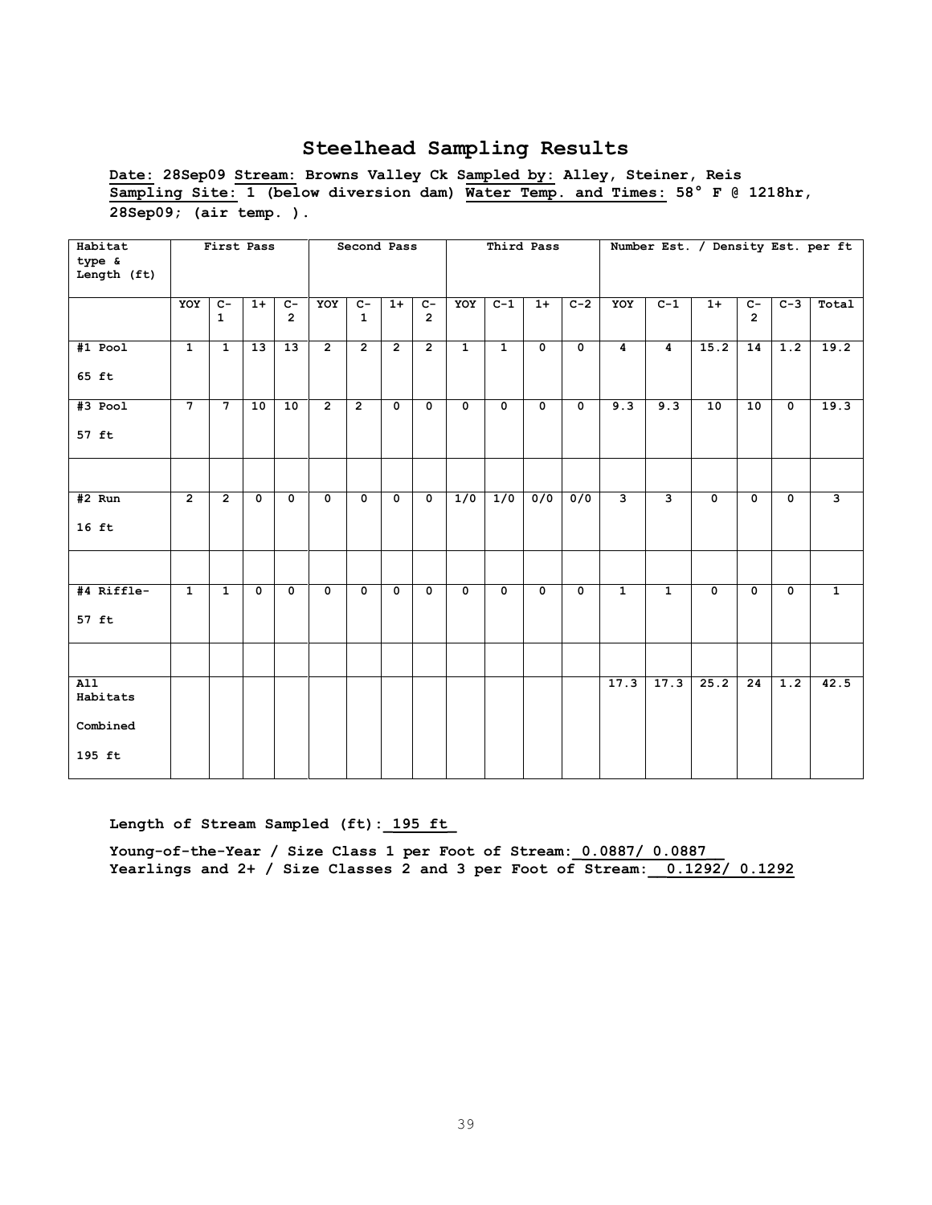## Steelhead Sampling Results

**Date: 28Sep09 Stream: Browns Valley Ck Sampled by: Alley, Steiner, Reis**
**Sampling Site: 1 (below diversion dam) Water Temp. and Times: 58° F @ 1218hr, 28Sep09; (air temp. ).**

| Habitat type & Length (ft) | First Pass | | | | Second Pass | | | | Third Pass | | | | Number Est. / Density Est. per ft | | | | | |
|---|---|---|---|---|---|---|---|---|---|---|---|---|---|---|---|---|---|---|
| | YOY | C-1 | 1+ | C-2 | YOY | C-1 | 1+ | C-2 | YOY | C-1 | 1+ | C-2 | YOY | C-1 | 1+ | C-2 | C-3 | Total |
| #1 Pool 65 ft | 1 | 1 | 13 | 13 | 2 | 2 | 2 | 2 | 1 | 1 | 0 | 0 | 4 | 4 | 15.2 | 14 | 1.2 | 19.2 |
| #3 Pool 57 ft | 7 | 7 | 10 | 10 | 2 | 2 | 0 | 0 | 0 | 0 | 0 | 0 | 9.3 | 9.3 | 10 | 10 | 0 | 19.3 |
| | | | | | | | | | | | | | | | | | | |
| #2 Run 16 ft | 2 | 2 | 0 | 0 | 0 | 0 | 0 | 0 | 1/0 | 1/0 | 0/0 | 0/0 | 3 | 3 | 0 | 0 | 0 | 3 |
| | | | | | | | | | | | | | | | | | | |
| #4 Riffle- 57 ft | 1 | 1 | 0 | 0 | 0 | 0 | 0 | 0 | 0 | 0 | 0 | 0 | 1 | 1 | 0 | 0 | 0 | 1 |
| | | | | | | | | | | | | | | | | | | |
| All Habitats Combined 195 ft | | | | | | | | | | | | | 17.3 | 17.3 | 25.2 | 24 | 1.2 | 42.5 |

**Length of Stream Sampled (ft): 195 ft**

**Young-of-the-Year / Size Class 1 per Foot of Stream: 0.0887/ 0.0887**
**Yearlings and 2+ / Size Classes 2 and 3 per Foot of Stream: 0.1292/ 0.1292**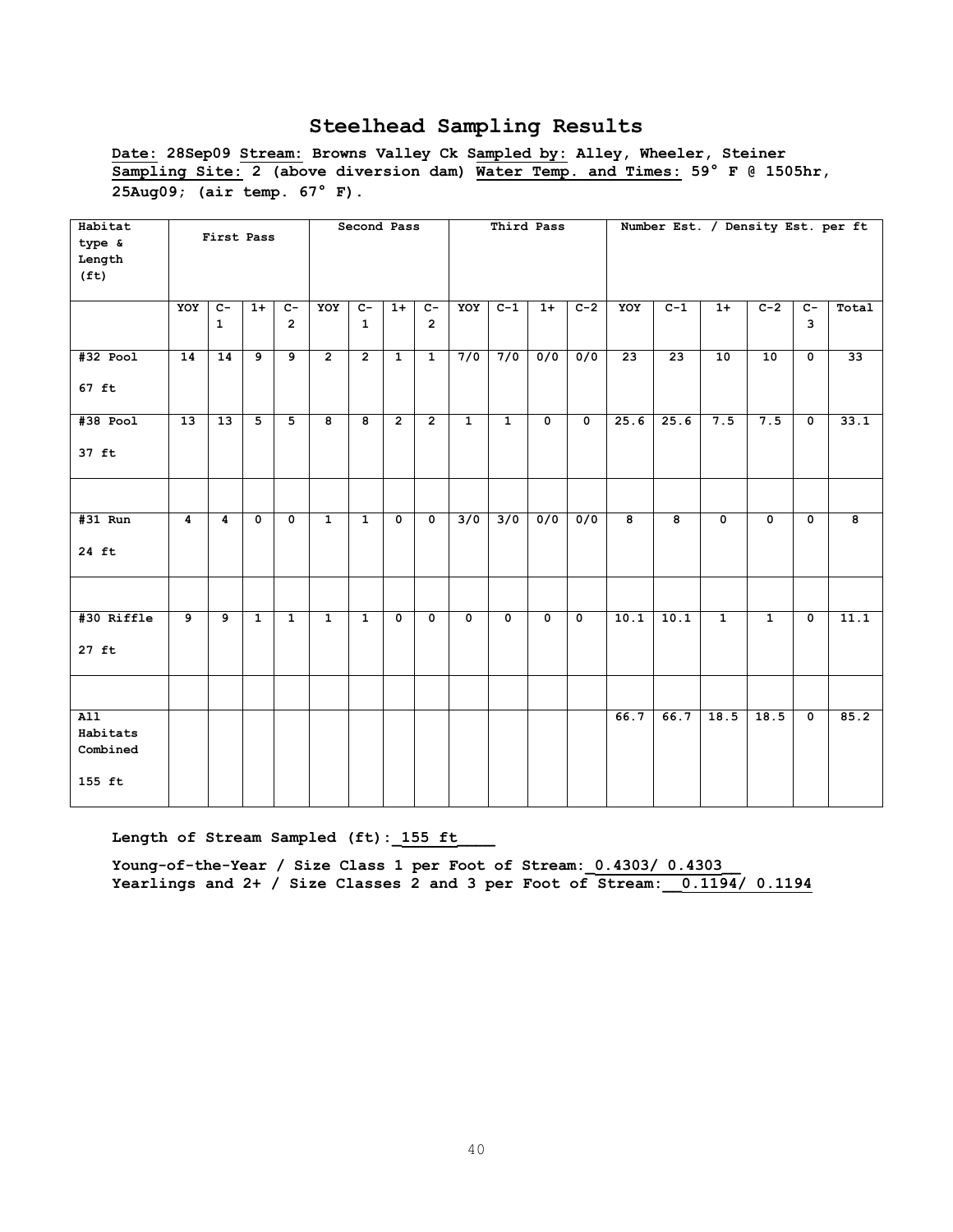## Steelhead Sampling Results

**Date: 28Sep09 Stream: Browns Valley Ck Sampled by: Alley, Wheeler, Steiner Sampling Site: 2 (above diversion dam) Water Temp. and Times: 59° F @ 1505hr, 25Aug09; (air temp. 67° F).**

| Habitat type & Length (ft) | First Pass | | | | Second Pass | | | | Third Pass | | | | Number Est. / Density Est. per ft | | | | | |
|---|---|---|---|---|---|---|---|---|---|---|---|---|---|---|---|---|---|---|
| | YOY | C-1 | 1+ | C-2 | YOY | C-1 | 1+ | C-2 | YOY | C-1 | 1+ | C-2 | YOY | C-1 | 1+ | C-2 | C-3 | Total |
| #32 Pool 67 ft | 14 | 14 | 9 | 9 | 2 | 2 | 1 | 1 | 7/0 | 7/0 | 0/0 | 0/0 | 23 | 23 | 10 | 10 | 0 | 33 |
| #38 Pool 37 ft | 13 | 13 | 5 | 5 | 8 | 8 | 2 | 2 | 1 | 1 | 0 | 0 | 25.6 | 25.6 | 7.5 | 7.5 | 0 | 33.1 |
| | | | | | | | | | | | | | | | | | | |
| #31 Run 24 ft | 4 | 4 | 0 | 0 | 1 | 1 | 0 | 0 | 3/0 | 3/0 | 0/0 | 0/0 | 8 | 8 | 0 | 0 | 0 | 8 |
| | | | | | | | | | | | | | | | | | | |
| #30 Riffle 27 ft | 9 | 9 | 1 | 1 | 1 | 1 | 0 | 0 | 0 | 0 | 0 | 0 | 10.1 | 10.1 | 1 | 1 | 0 | 11.1 |
| | | | | | | | | | | | | | | | | | | |
| All Habitats Combined 155 ft | | | | | | | | | | | | | 66.7 | 66.7 | 18.5 | 18.5 | 0 | 85.2 |

**Length of Stream Sampled (ft): 155 ft**

**Young-of-the-Year / Size Class 1 per Foot of Stream: 0.4303/ 0.4303**
**Yearlings and 2+ / Size Classes 2 and 3 per Foot of Stream: 0.1194/ 0.1194**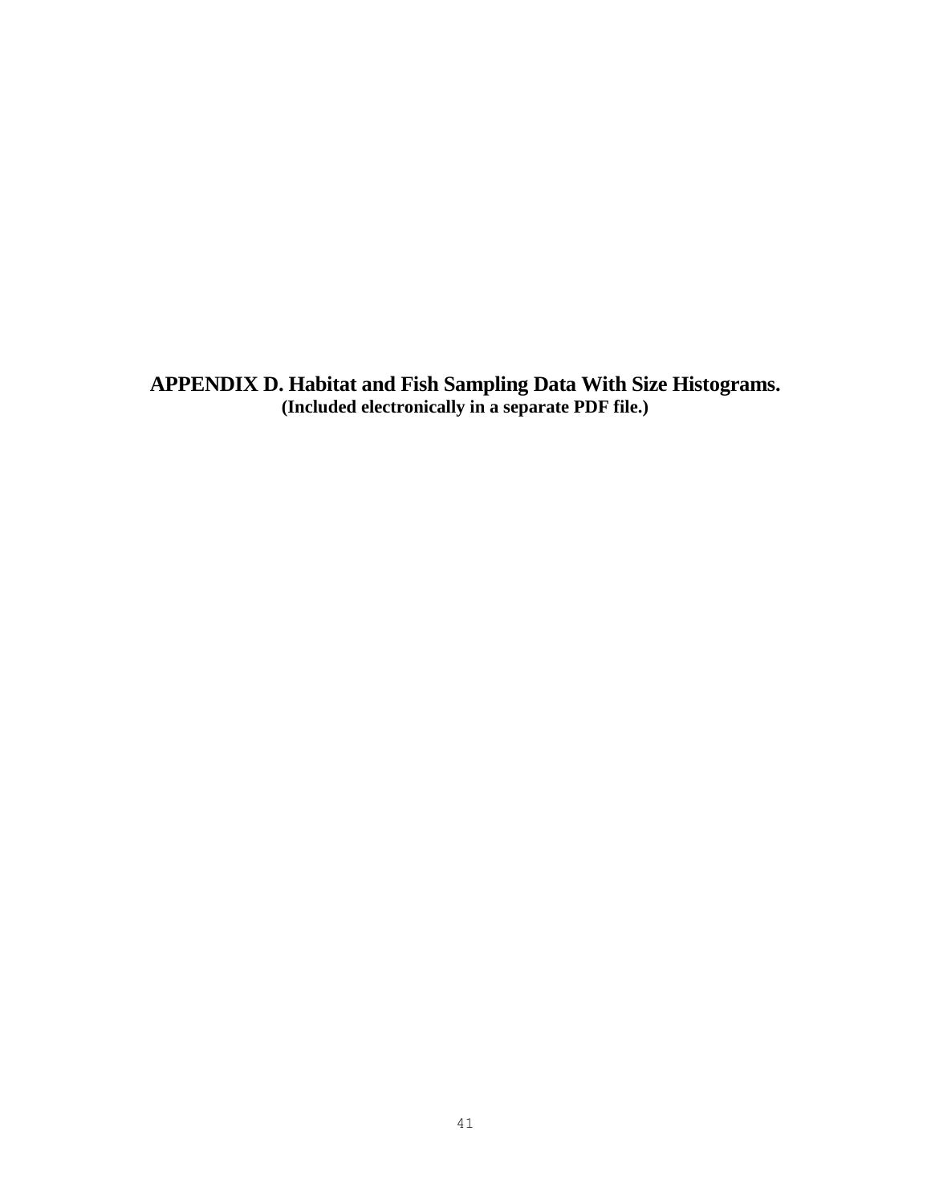# APPENDIX D. Habitat and Fish Sampling Data With Size Histograms.

**(Included electronically in a separate PDF file.)**